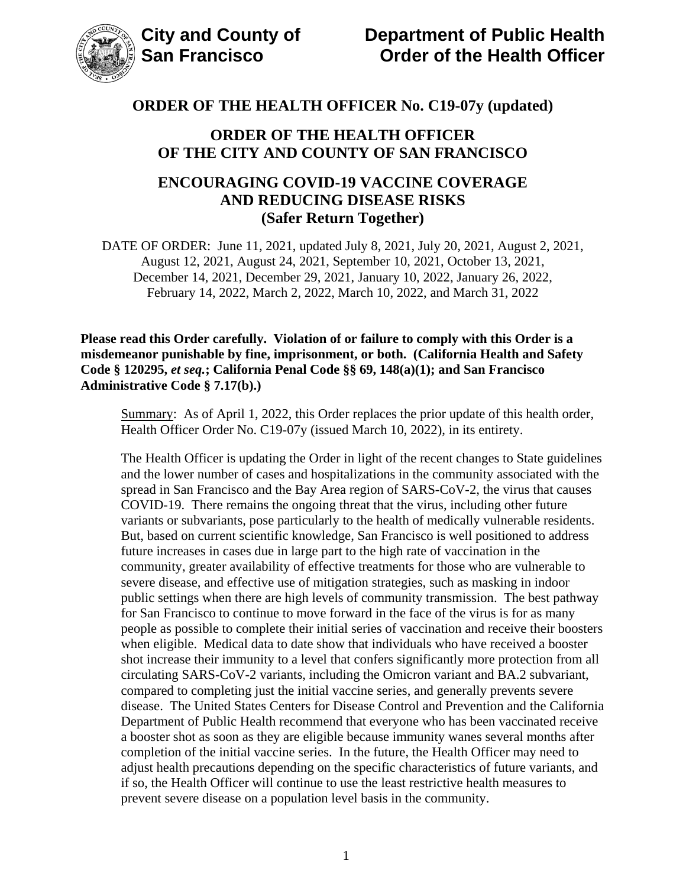**City and County of San Francisco**

**Department of Public Health Order of the Health Officer**

# ORDER OF THE HEALTH OFFICER No. C19-07y (updated)

## ORDER OF THE HEALTH OFFICER OF THE CITY AND COUNTY OF SAN FRANCISCO

## ENCOURAGING COVID-19 VACCINE COVERAGE AND REDUCING DISEASE RISKS (Safer Return Together)

DATE OF ORDER: June 11, 2021, updated July 8, 2021, July 20, 2021, August 2, 2021, August 12, 2021, August 24, 2021, September 10, 2021, October 13, 2021, December 14, 2021, December 29, 2021, January 10, 2022, January 26, 2022, February 14, 2022, March 2, 2022, March 10, 2022, and March 31, 2022

**Please read this Order carefully. Violation of or failure to comply with this Order is a misdemeanor punishable by fine, imprisonment, or both. (California Health and Safety Code § 120295, *et seq.*; California Penal Code §§ 69, 148(a)(1); and San Francisco Administrative Code § 7.17(b).)**

Summary: As of April 1, 2022, this Order replaces the prior update of this health order, Health Officer Order No. C19-07y (issued March 10, 2022), in its entirety.

The Health Officer is updating the Order in light of the recent changes to State guidelines and the lower number of cases and hospitalizations in the community associated with the spread in San Francisco and the Bay Area region of SARS-CoV-2, the virus that causes COVID-19. There remains the ongoing threat that the virus, including other future variants or subvariants, pose particularly to the health of medically vulnerable residents. But, based on current scientific knowledge, San Francisco is well positioned to address future increases in cases due in large part to the high rate of vaccination in the community, greater availability of effective treatments for those who are vulnerable to severe disease, and effective use of mitigation strategies, such as masking in indoor public settings when there are high levels of community transmission. The best pathway for San Francisco to continue to move forward in the face of the virus is for as many people as possible to complete their initial series of vaccination and receive their boosters when eligible. Medical data to date show that individuals who have received a booster shot increase their immunity to a level that confers significantly more protection from all circulating SARS-CoV-2 variants, including the Omicron variant and BA.2 subvariant, compared to completing just the initial vaccine series, and generally prevents severe disease. The United States Centers for Disease Control and Prevention and the California Department of Public Health recommend that everyone who has been vaccinated receive a booster shot as soon as they are eligible because immunity wanes several months after completion of the initial vaccine series. In the future, the Health Officer may need to adjust health precautions depending on the specific characteristics of future variants, and if so, the Health Officer will continue to use the least restrictive health measures to prevent severe disease on a population level basis in the community.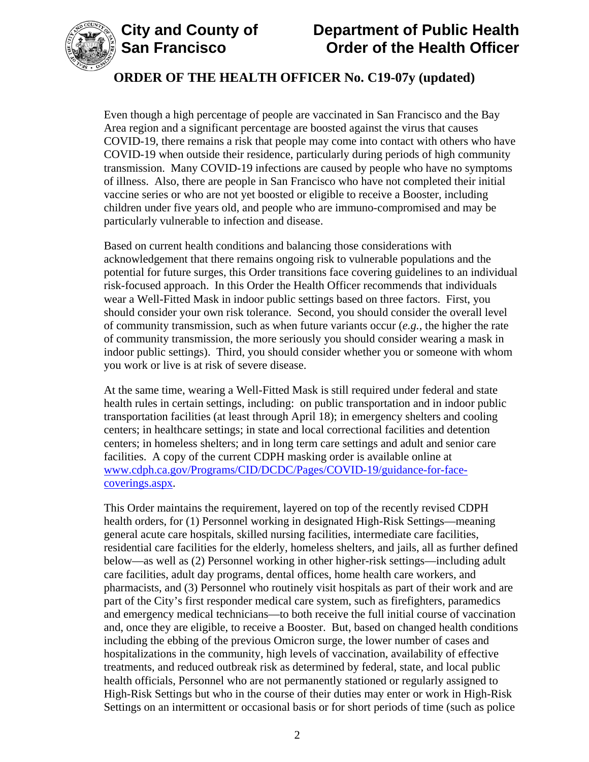Even though a high percentage of people are vaccinated in San Francisco and the Bay Area region and a significant percentage are boosted against the virus that causes COVID-19, there remains a risk that people may come into contact with others who have COVID-19 when outside their residence, particularly during periods of high community transmission. Many COVID-19 infections are caused by people who have no symptoms of illness. Also, there are people in San Francisco who have not completed their initial vaccine series or who are not yet boosted or eligible to receive a Booster, including children under five years old, and people who are immuno-compromised and may be particularly vulnerable to infection and disease.

Based on current health conditions and balancing those considerations with acknowledgement that there remains ongoing risk to vulnerable populations and the potential for future surges, this Order transitions face covering guidelines to an individual risk-focused approach. In this Order the Health Officer recommends that individuals wear a Well-Fitted Mask in indoor public settings based on three factors. First, you should consider your own risk tolerance. Second, you should consider the overall level of community transmission, such as when future variants occur (*e.g.*, the higher the rate of community transmission, the more seriously you should consider wearing a mask in indoor public settings). Third, you should consider whether you or someone with whom you work or live is at risk of severe disease.

At the same time, wearing a Well-Fitted Mask is still required under federal and state health rules in certain settings, including: on public transportation and in indoor public transportation facilities (at least through April 18); in emergency shelters and cooling centers; in healthcare settings; in state and local correctional facilities and detention centers; in homeless shelters; and in long term care settings and adult and senior care facilities. A copy of the current CDPH masking order is available online at [www.cdph.ca.gov/Programs/CID/DCDC/Pages/COVID-19/guidance-for-face-coverings.aspx](www.cdph.ca.gov/Programs/CID/DCDC/Pages/COVID-19/guidance-for-face-coverings.aspx).

This Order maintains the requirement, layered on top of the recently revised CDPH health orders, for (1) Personnel working in designated High-Risk Settings—meaning general acute care hospitals, skilled nursing facilities, intermediate care facilities, residential care facilities for the elderly, homeless shelters, and jails, all as further defined below—as well as (2) Personnel working in other higher-risk settings—including adult care facilities, adult day programs, dental offices, home health care workers, and pharmacists, and (3) Personnel who routinely visit hospitals as part of their work and are part of the City's first responder medical care system, such as firefighters, paramedics and emergency medical technicians—to both receive the full initial course of vaccination and, once they are eligible, to receive a Booster. But, based on changed health conditions including the ebbing of the previous Omicron surge, the lower number of cases and hospitalizations in the community, high levels of vaccination, availability of effective treatments, and reduced outbreak risk as determined by federal, state, and local public health officials, Personnel who are not permanently stationed or regularly assigned to High-Risk Settings but who in the course of their duties may enter or work in High-Risk Settings on an intermittent or occasional basis or for short periods of time (such as police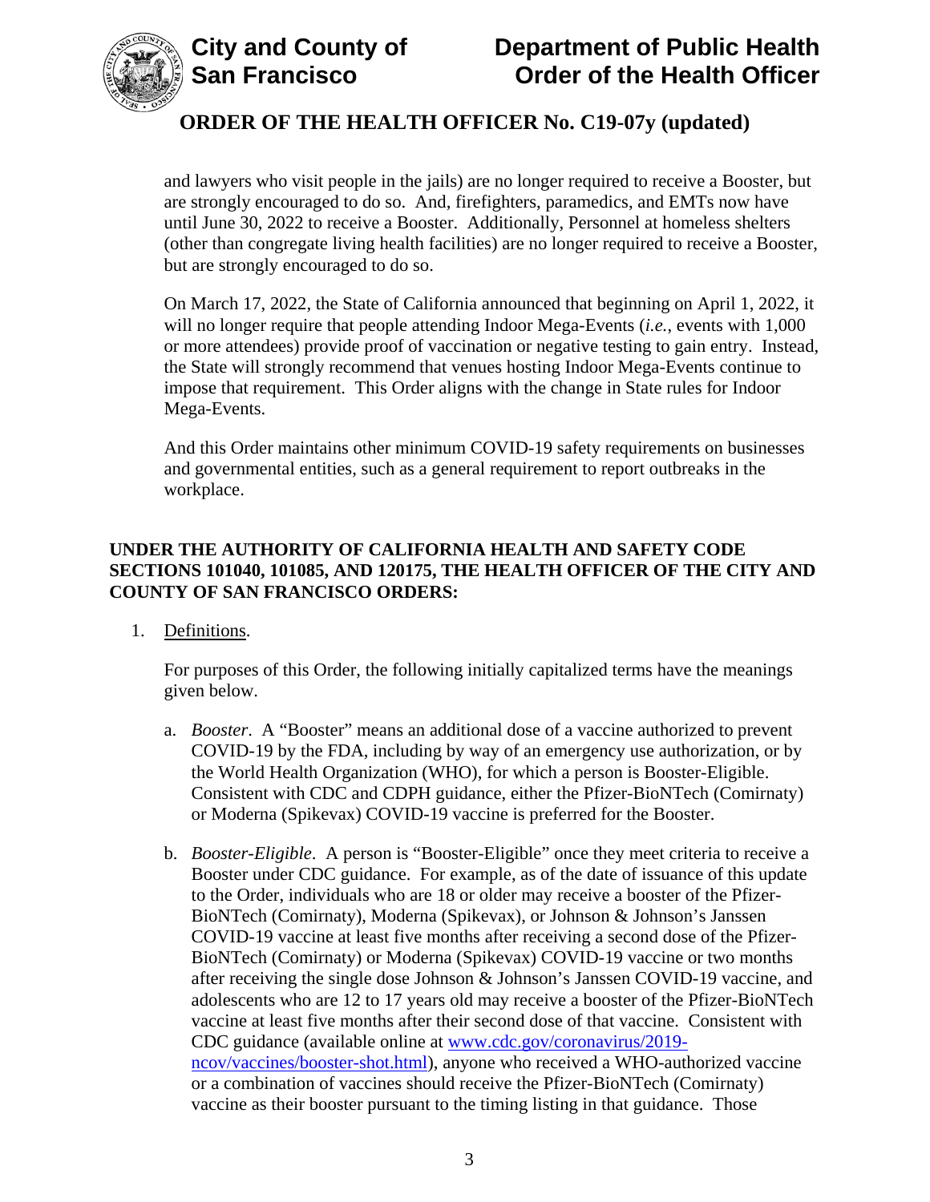and lawyers who visit people in the jails) are no longer required to receive a Booster, but are strongly encouraged to do so. And, firefighters, paramedics, and EMTs now have until June 30, 2022 to receive a Booster. Additionally, Personnel at homeless shelters (other than congregate living health facilities) are no longer required to receive a Booster, but are strongly encouraged to do so.

On March 17, 2022, the State of California announced that beginning on April 1, 2022, it will no longer require that people attending Indoor Mega-Events (*i.e.*, events with 1,000 or more attendees) provide proof of vaccination or negative testing to gain entry. Instead, the State will strongly recommend that venues hosting Indoor Mega-Events continue to impose that requirement. This Order aligns with the change in State rules for Indoor Mega-Events.

And this Order maintains other minimum COVID-19 safety requirements on businesses and governmental entities, such as a general requirement to report outbreaks in the workplace.

**UNDER THE AUTHORITY OF CALIFORNIA HEALTH AND SAFETY CODE SECTIONS 101040, 101085, AND 120175, THE HEALTH OFFICER OF THE CITY AND COUNTY OF SAN FRANCISCO ORDERS:**

1. Definitions.

   For purposes of this Order, the following initially capitalized terms have the meanings given below.

   a. *Booster*. A "Booster" means an additional dose of a vaccine authorized to prevent COVID-19 by the FDA, including by way of an emergency use authorization, or by the World Health Organization (WHO), for which a person is Booster-Eligible. Consistent with CDC and CDPH guidance, either the Pfizer-BioNTech (Comirnaty) or Moderna (Spikevax) COVID-19 vaccine is preferred for the Booster.

   b. *Booster-Eligible*. A person is "Booster-Eligible" once they meet criteria to receive a Booster under CDC guidance. For example, as of the date of issuance of this update to the Order, individuals who are 18 or older may receive a booster of the Pfizer-BioNTech (Comirnaty), Moderna (Spikevax), or Johnson & Johnson's Janssen COVID-19 vaccine at least five months after receiving a second dose of the Pfizer-BioNTech (Comirnaty) or Moderna (Spikevax) COVID-19 vaccine or two months after receiving the single dose Johnson & Johnson's Janssen COVID-19 vaccine, and adolescents who are 12 to 17 years old may receive a booster of the Pfizer-BioNTech vaccine at least five months after their second dose of that vaccine. Consistent with CDC guidance (available online at [www.cdc.gov/coronavirus/2019-ncov/vaccines/booster-shot.html](www.cdc.gov/coronavirus/2019-ncov/vaccines/booster-shot.html)), anyone who received a WHO-authorized vaccine or a combination of vaccines should receive the Pfizer-BioNTech (Comirnaty) vaccine as their booster pursuant to the timing listing in that guidance. Those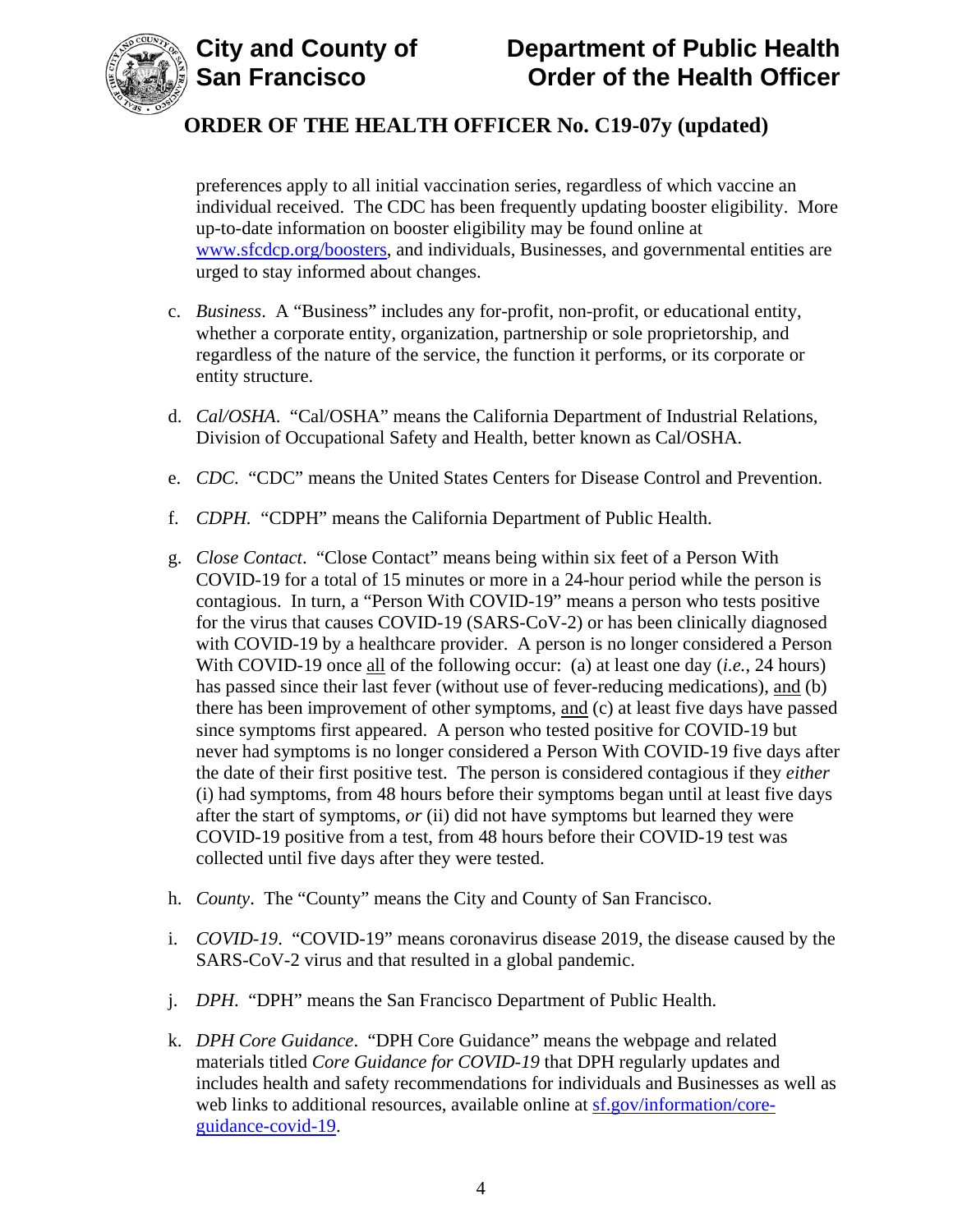preferences apply to all initial vaccination series, regardless of which vaccine an individual received. The CDC has been frequently updating booster eligibility. More up-to-date information on booster eligibility may be found online at [www.sfcdcp.org/boosters](http://www.sfcdcp.org/boosters), and individuals, Businesses, and governmental entities are urged to stay informed about changes.

c. *Business*. A "Business" includes any for-profit, non-profit, or educational entity, whether a corporate entity, organization, partnership or sole proprietorship, and regardless of the nature of the service, the function it performs, or its corporate or entity structure.

d. *Cal/OSHA*. "Cal/OSHA" means the California Department of Industrial Relations, Division of Occupational Safety and Health, better known as Cal/OSHA.

e. *CDC*. "CDC" means the United States Centers for Disease Control and Prevention.

f. *CDPH*. "CDPH" means the California Department of Public Health.

g. *Close Contact*. "Close Contact" means being within six feet of a Person With COVID-19 for a total of 15 minutes or more in a 24-hour period while the person is contagious. In turn, a "Person With COVID-19" means a person who tests positive for the virus that causes COVID-19 (SARS-CoV-2) or has been clinically diagnosed with COVID-19 by a healthcare provider. A person is no longer considered a Person With COVID-19 once <u>all</u> of the following occur: (a) at least one day (*i.e.*, 24 hours) has passed since their last fever (without use of fever-reducing medications), <u>and</u> (b) there has been improvement of other symptoms, <u>and</u> (c) at least five days have passed since symptoms first appeared. A person who tested positive for COVID-19 but never had symptoms is no longer considered a Person With COVID-19 five days after the date of their first positive test. The person is considered contagious if they *either* (i) had symptoms, from 48 hours before their symptoms began until at least five days after the start of symptoms, *or* (ii) did not have symptoms but learned they were COVID-19 positive from a test, from 48 hours before their COVID-19 test was collected until five days after they were tested.

h. *County*. The "County" means the City and County of San Francisco.

i. *COVID-19*. "COVID-19" means coronavirus disease 2019, the disease caused by the SARS-CoV-2 virus and that resulted in a global pandemic.

j. *DPH*. "DPH" means the San Francisco Department of Public Health.

k. *DPH Core Guidance*. "DPH Core Guidance" means the webpage and related materials titled *Core Guidance for COVID-19* that DPH regularly updates and includes health and safety recommendations for individuals and Businesses as well as web links to additional resources, available online at [sf.gov/information/core-guidance-covid-19](https://sf.gov/information/core-guidance-covid-19).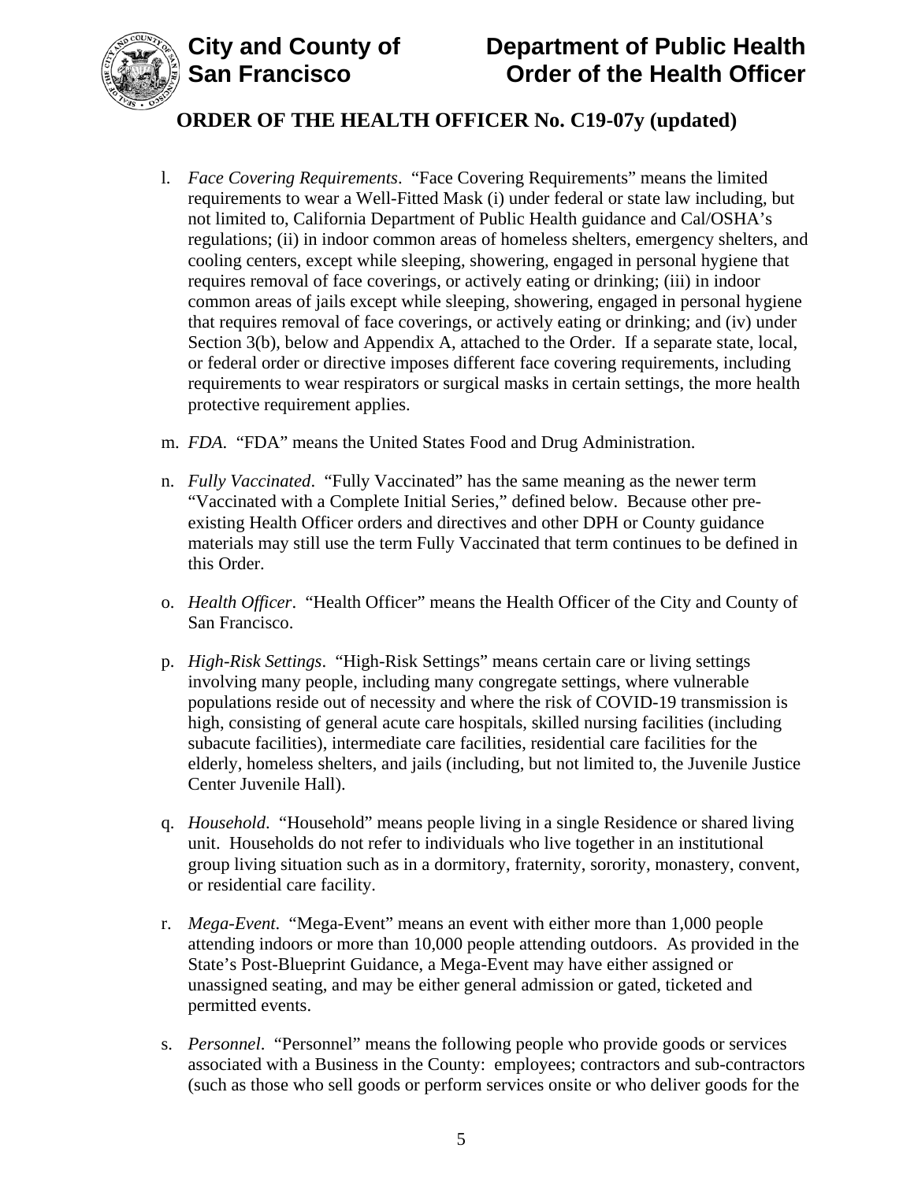l. *Face Covering Requirements*. "Face Covering Requirements" means the limited requirements to wear a Well-Fitted Mask (i) under federal or state law including, but not limited to, California Department of Public Health guidance and Cal/OSHA's regulations; (ii) in indoor common areas of homeless shelters, emergency shelters, and cooling centers, except while sleeping, showering, engaged in personal hygiene that requires removal of face coverings, or actively eating or drinking; (iii) in indoor common areas of jails except while sleeping, showering, engaged in personal hygiene that requires removal of face coverings, or actively eating or drinking; and (iv) under Section 3(b), below and Appendix A, attached to the Order. If a separate state, local, or federal order or directive imposes different face covering requirements, including requirements to wear respirators or surgical masks in certain settings, the more health protective requirement applies.

m. *FDA*. "FDA" means the United States Food and Drug Administration.

n. *Fully Vaccinated*. "Fully Vaccinated" has the same meaning as the newer term "Vaccinated with a Complete Initial Series," defined below. Because other pre-existing Health Officer orders and directives and other DPH or County guidance materials may still use the term Fully Vaccinated that term continues to be defined in this Order.

o. *Health Officer*. "Health Officer" means the Health Officer of the City and County of San Francisco.

p. *High-Risk Settings*. "High-Risk Settings" means certain care or living settings involving many people, including many congregate settings, where vulnerable populations reside out of necessity and where the risk of COVID-19 transmission is high, consisting of general acute care hospitals, skilled nursing facilities (including subacute facilities), intermediate care facilities, residential care facilities for the elderly, homeless shelters, and jails (including, but not limited to, the Juvenile Justice Center Juvenile Hall).

q. *Household*. "Household" means people living in a single Residence or shared living unit. Households do not refer to individuals who live together in an institutional group living situation such as in a dormitory, fraternity, sorority, monastery, convent, or residential care facility.

r. *Mega-Event*. "Mega-Event" means an event with either more than 1,000 people attending indoors or more than 10,000 people attending outdoors. As provided in the State's Post-Blueprint Guidance, a Mega-Event may have either assigned or unassigned seating, and may be either general admission or gated, ticketed and permitted events.

s. *Personnel*. "Personnel" means the following people who provide goods or services associated with a Business in the County: employees; contractors and sub-contractors (such as those who sell goods or perform services onsite or who deliver goods for the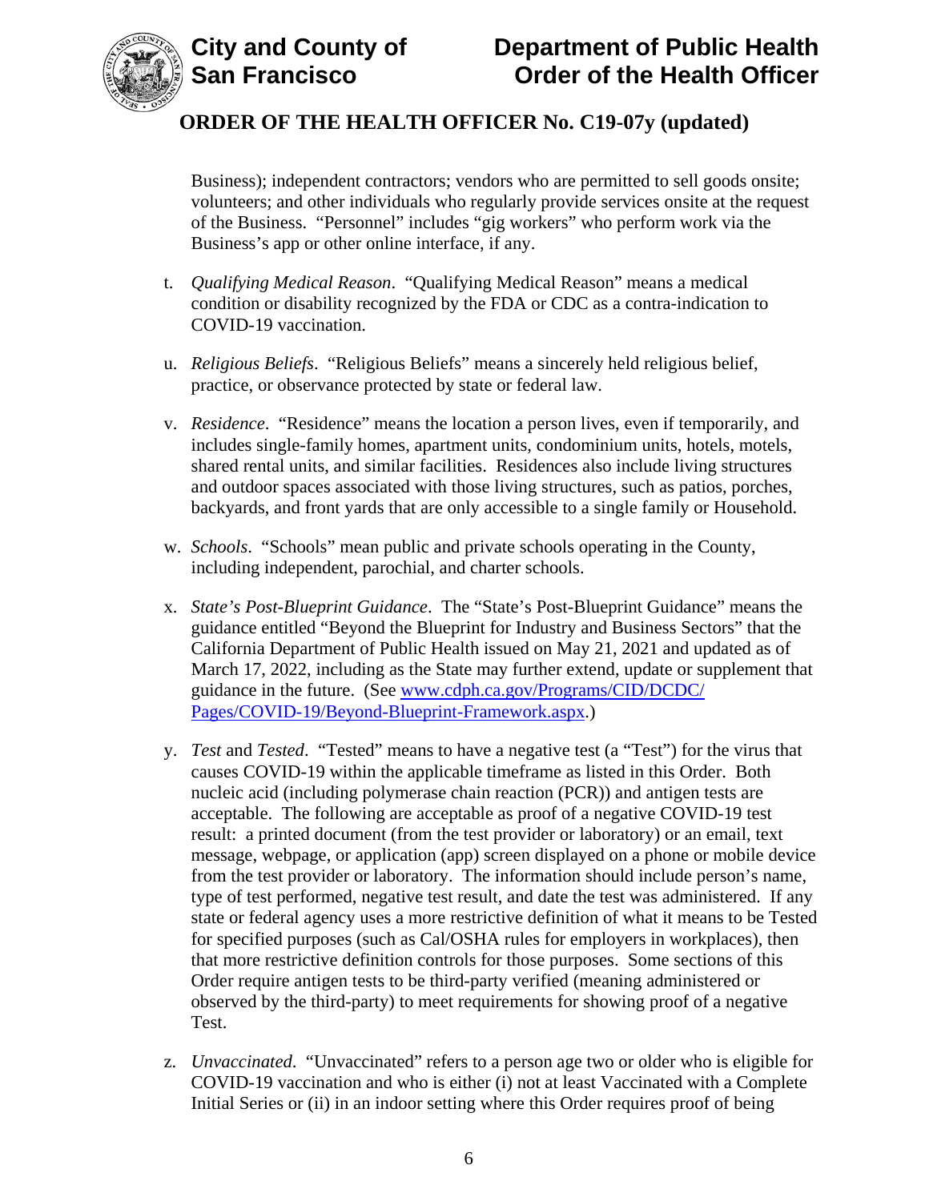Business); independent contractors; vendors who are permitted to sell goods onsite; volunteers; and other individuals who regularly provide services onsite at the request of the Business. "Personnel" includes "gig workers" who perform work via the Business's app or other online interface, if any.

t. *Qualifying Medical Reason*. "Qualifying Medical Reason" means a medical condition or disability recognized by the FDA or CDC as a contra-indication to COVID-19 vaccination.

u. *Religious Beliefs*. "Religious Beliefs" means a sincerely held religious belief, practice, or observance protected by state or federal law.

v. *Residence*. "Residence" means the location a person lives, even if temporarily, and includes single-family homes, apartment units, condominium units, hotels, motels, shared rental units, and similar facilities. Residences also include living structures and outdoor spaces associated with those living structures, such as patios, porches, backyards, and front yards that are only accessible to a single family or Household.

w. *Schools*. "Schools" mean public and private schools operating in the County, including independent, parochial, and charter schools.

x. *State's Post-Blueprint Guidance*. The "State's Post-Blueprint Guidance" means the guidance entitled "Beyond the Blueprint for Industry and Business Sectors" that the California Department of Public Health issued on May 21, 2021 and updated as of March 17, 2022, including as the State may further extend, update or supplement that guidance in the future. (See [www.cdph.ca.gov/Programs/CID/DCDC/Pages/COVID-19/Beyond-Blueprint-Framework.aspx](https://www.cdph.ca.gov/Programs/CID/DCDC/Pages/COVID-19/Beyond-Blueprint-Framework.aspx).)

y. *Test* and *Tested*. "Tested" means to have a negative test (a "Test") for the virus that causes COVID-19 within the applicable timeframe as listed in this Order. Both nucleic acid (including polymerase chain reaction (PCR)) and antigen tests are acceptable. The following are acceptable as proof of a negative COVID-19 test result: a printed document (from the test provider or laboratory) or an email, text message, webpage, or application (app) screen displayed on a phone or mobile device from the test provider or laboratory. The information should include person's name, type of test performed, negative test result, and date the test was administered. If any state or federal agency uses a more restrictive definition of what it means to be Tested for specified purposes (such as Cal/OSHA rules for employers in workplaces), then that more restrictive definition controls for those purposes. Some sections of this Order require antigen tests to be third-party verified (meaning administered or observed by the third-party) to meet requirements for showing proof of a negative Test.

z. *Unvaccinated*. "Unvaccinated" refers to a person age two or older who is eligible for COVID-19 vaccination and who is either (i) not at least Vaccinated with a Complete Initial Series or (ii) in an indoor setting where this Order requires proof of being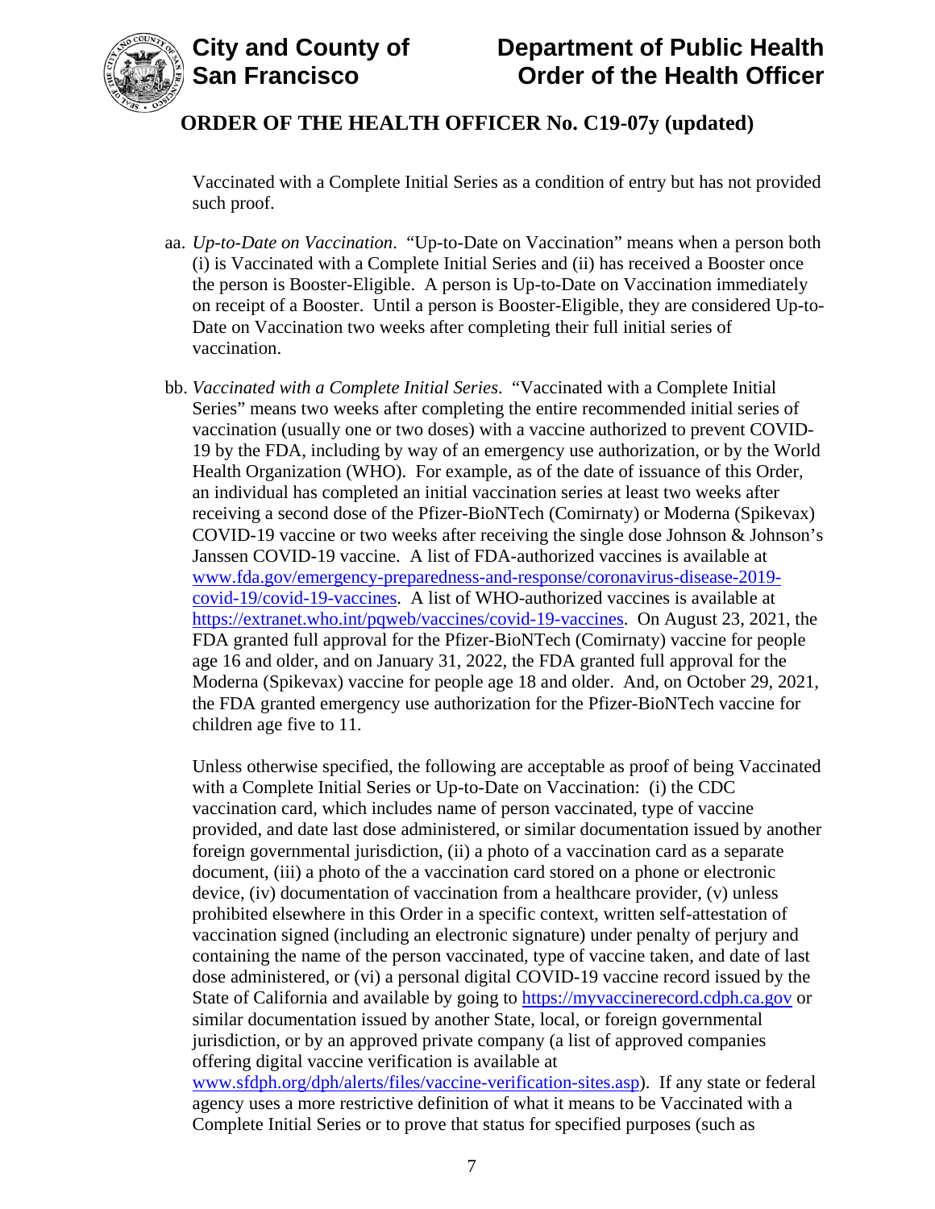Vaccinated with a Complete Initial Series as a condition of entry but has not provided such proof.

aa. *Up-to-Date on Vaccination*. "Up-to-Date on Vaccination" means when a person both (i) is Vaccinated with a Complete Initial Series and (ii) has received a Booster once the person is Booster-Eligible. A person is Up-to-Date on Vaccination immediately on receipt of a Booster. Until a person is Booster-Eligible, they are considered Up-to-Date on Vaccination two weeks after completing their full initial series of vaccination.

bb. *Vaccinated with a Complete Initial Series*. "Vaccinated with a Complete Initial Series" means two weeks after completing the entire recommended initial series of vaccination (usually one or two doses) with a vaccine authorized to prevent COVID-19 by the FDA, including by way of an emergency use authorization, or by the World Health Organization (WHO). For example, as of the date of issuance of this Order, an individual has completed an initial vaccination series at least two weeks after receiving a second dose of the Pfizer-BioNTech (Comirnaty) or Moderna (Spikevax) COVID-19 vaccine or two weeks after receiving the single dose Johnson & Johnson's Janssen COVID-19 vaccine. A list of FDA-authorized vaccines is available at [www.fda.gov/emergency-preparedness-and-response/coronavirus-disease-2019-covid-19/covid-19-vaccines](www.fda.gov/emergency-preparedness-and-response/coronavirus-disease-2019-covid-19/covid-19-vaccines). A list of WHO-authorized vaccines is available at [https://extranet.who.int/pqweb/vaccines/covid-19-vaccines](https://extranet.who.int/pqweb/vaccines/covid-19-vaccines). On August 23, 2021, the FDA granted full approval for the Pfizer-BioNTech (Comirnaty) vaccine for people age 16 and older, and on January 31, 2022, the FDA granted full approval for the Moderna (Spikevax) vaccine for people age 18 and older. And, on October 29, 2021, the FDA granted emergency use authorization for the Pfizer-BioNTech vaccine for children age five to 11.

Unless otherwise specified, the following are acceptable as proof of being Vaccinated with a Complete Initial Series or Up-to-Date on Vaccination: (i) the CDC vaccination card, which includes name of person vaccinated, type of vaccine provided, and date last dose administered, or similar documentation issued by another foreign governmental jurisdiction, (ii) a photo of a vaccination card as a separate document, (iii) a photo of the a vaccination card stored on a phone or electronic device, (iv) documentation of vaccination from a healthcare provider, (v) unless prohibited elsewhere in this Order in a specific context, written self-attestation of vaccination signed (including an electronic signature) under penalty of perjury and containing the name of the person vaccinated, type of vaccine taken, and date of last dose administered, or (vi) a personal digital COVID-19 vaccine record issued by the State of California and available by going to [https://myvaccinerecord.cdph.ca.gov](https://myvaccinerecord.cdph.ca.gov) or similar documentation issued by another State, local, or foreign governmental jurisdiction, or by an approved private company (a list of approved companies offering digital vaccine verification is available at [www.sfdph.org/dph/alerts/files/vaccine-verification-sites.asp](www.sfdph.org/dph/alerts/files/vaccine-verification-sites.asp)). If any state or federal agency uses a more restrictive definition of what it means to be Vaccinated with a Complete Initial Series or to prove that status for specified purposes (such as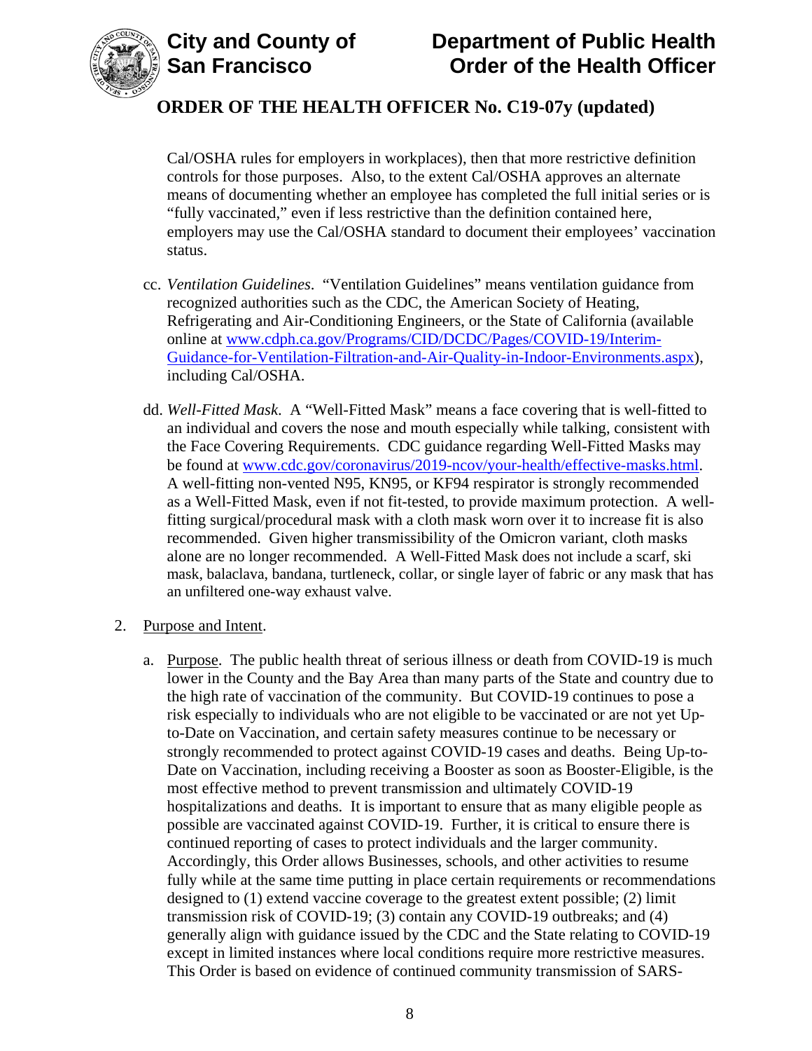Cal/OSHA rules for employers in workplaces), then that more restrictive definition controls for those purposes. Also, to the extent Cal/OSHA approves an alternate means of documenting whether an employee has completed the full initial series or is "fully vaccinated," even if less restrictive than the definition contained here, employers may use the Cal/OSHA standard to document their employees' vaccination status.

cc. *Ventilation Guidelines*. "Ventilation Guidelines" means ventilation guidance from recognized authorities such as the CDC, the American Society of Heating, Refrigerating and Air-Conditioning Engineers, or the State of California (available online at [www.cdph.ca.gov/Programs/CID/DCDC/Pages/COVID-19/Interim-Guidance-for-Ventilation-Filtration-and-Air-Quality-in-Indoor-Environments.aspx](www.cdph.ca.gov/Programs/CID/DCDC/Pages/COVID-19/Interim-Guidance-for-Ventilation-Filtration-and-Air-Quality-in-Indoor-Environments.aspx)), including Cal/OSHA.

dd. *Well-Fitted Mask*. A "Well-Fitted Mask" means a face covering that is well-fitted to an individual and covers the nose and mouth especially while talking, consistent with the Face Covering Requirements. CDC guidance regarding Well-Fitted Masks may be found at [www.cdc.gov/coronavirus/2019-ncov/your-health/effective-masks.html](www.cdc.gov/coronavirus/2019-ncov/your-health/effective-masks.html). A well-fitting non-vented N95, KN95, or KF94 respirator is strongly recommended as a Well-Fitted Mask, even if not fit-tested, to provide maximum protection. A well-fitting surgical/procedural mask with a cloth mask worn over it to increase fit is also recommended. Given higher transmissibility of the Omicron variant, cloth masks alone are no longer recommended. A Well-Fitted Mask does not include a scarf, ski mask, balaclava, bandana, turtleneck, collar, or single layer of fabric or any mask that has an unfiltered one-way exhaust valve.

2. Purpose and Intent.

   a. Purpose. The public health threat of serious illness or death from COVID-19 is much lower in the County and the Bay Area than many parts of the State and country due to the high rate of vaccination of the community. But COVID-19 continues to pose a risk especially to individuals who are not eligible to be vaccinated or are not yet Up-to-Date on Vaccination, and certain safety measures continue to be necessary or strongly recommended to protect against COVID-19 cases and deaths. Being Up-to-Date on Vaccination, including receiving a Booster as soon as Booster-Eligible, is the most effective method to prevent transmission and ultimately COVID-19 hospitalizations and deaths. It is important to ensure that as many eligible people as possible are vaccinated against COVID-19. Further, it is critical to ensure there is continued reporting of cases to protect individuals and the larger community. Accordingly, this Order allows Businesses, schools, and other activities to resume fully while at the same time putting in place certain requirements or recommendations designed to (1) extend vaccine coverage to the greatest extent possible; (2) limit transmission risk of COVID-19; (3) contain any COVID-19 outbreaks; and (4) generally align with guidance issued by the CDC and the State relating to COVID-19 except in limited instances where local conditions require more restrictive measures. This Order is based on evidence of continued community transmission of SARS-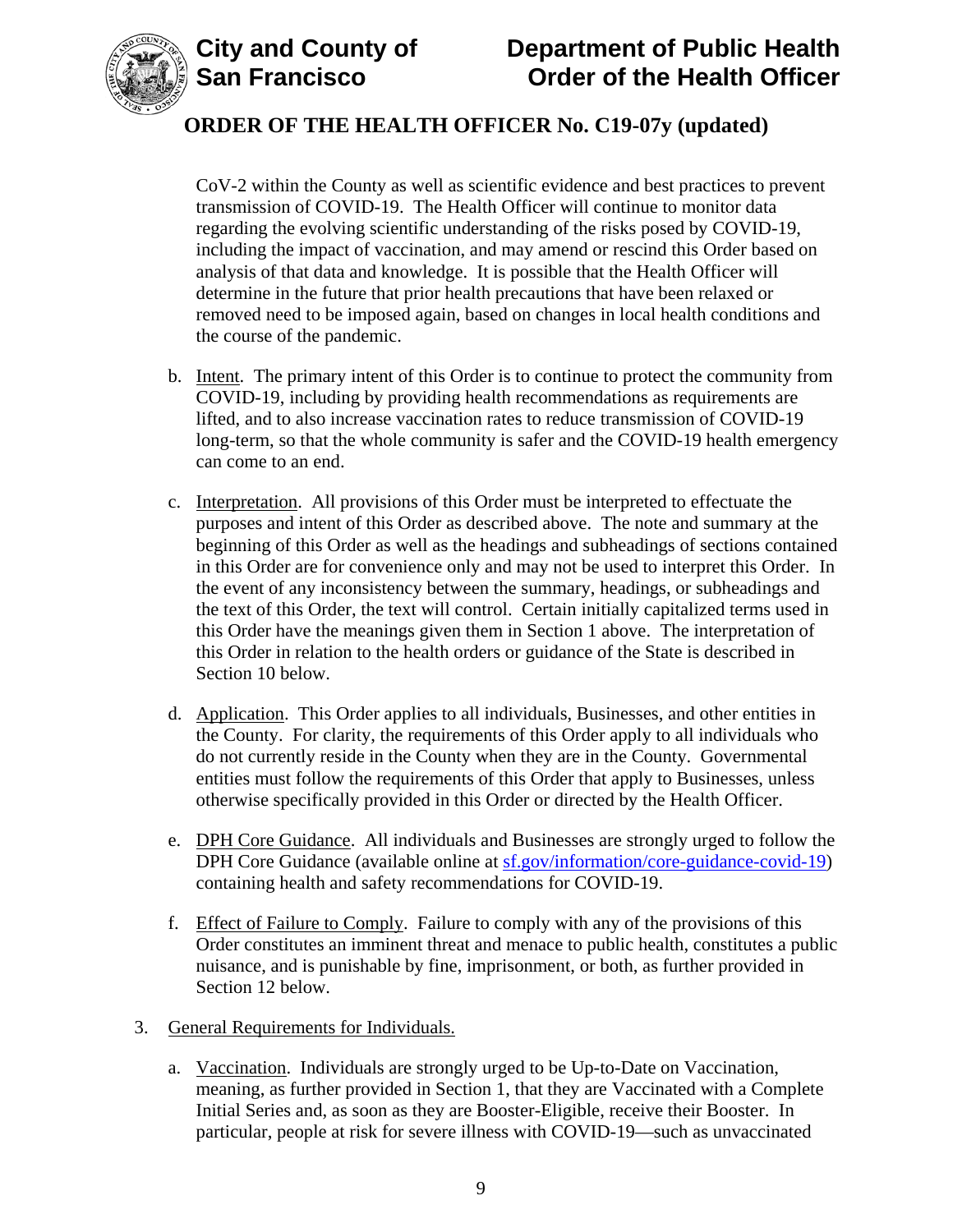CoV-2 within the County as well as scientific evidence and best practices to prevent transmission of COVID-19. The Health Officer will continue to monitor data regarding the evolving scientific understanding of the risks posed by COVID-19, including the impact of vaccination, and may amend or rescind this Order based on analysis of that data and knowledge. It is possible that the Health Officer will determine in the future that prior health precautions that have been relaxed or removed need to be imposed again, based on changes in local health conditions and the course of the pandemic.

b. Intent. The primary intent of this Order is to continue to protect the community from COVID-19, including by providing health recommendations as requirements are lifted, and to also increase vaccination rates to reduce transmission of COVID-19 long-term, so that the whole community is safer and the COVID-19 health emergency can come to an end.

c. Interpretation. All provisions of this Order must be interpreted to effectuate the purposes and intent of this Order as described above. The note and summary at the beginning of this Order as well as the headings and subheadings of sections contained in this Order are for convenience only and may not be used to interpret this Order. In the event of any inconsistency between the summary, headings, or subheadings and the text of this Order, the text will control. Certain initially capitalized terms used in this Order have the meanings given them in Section 1 above. The interpretation of this Order in relation to the health orders or guidance of the State is described in Section 10 below.

d. Application. This Order applies to all individuals, Businesses, and other entities in the County. For clarity, the requirements of this Order apply to all individuals who do not currently reside in the County when they are in the County. Governmental entities must follow the requirements of this Order that apply to Businesses, unless otherwise specifically provided in this Order or directed by the Health Officer.

e. DPH Core Guidance. All individuals and Businesses are strongly urged to follow the DPH Core Guidance (available online at sf.gov/information/core-guidance-covid-19) containing health and safety recommendations for COVID-19.

f. Effect of Failure to Comply. Failure to comply with any of the provisions of this Order constitutes an imminent threat and menace to public health, constitutes a public nuisance, and is punishable by fine, imprisonment, or both, as further provided in Section 12 below.

3. General Requirements for Individuals.

   a. Vaccination. Individuals are strongly urged to be Up-to-Date on Vaccination, meaning, as further provided in Section 1, that they are Vaccinated with a Complete Initial Series and, as soon as they are Booster-Eligible, receive their Booster. In particular, people at risk for severe illness with COVID-19—such as unvaccinated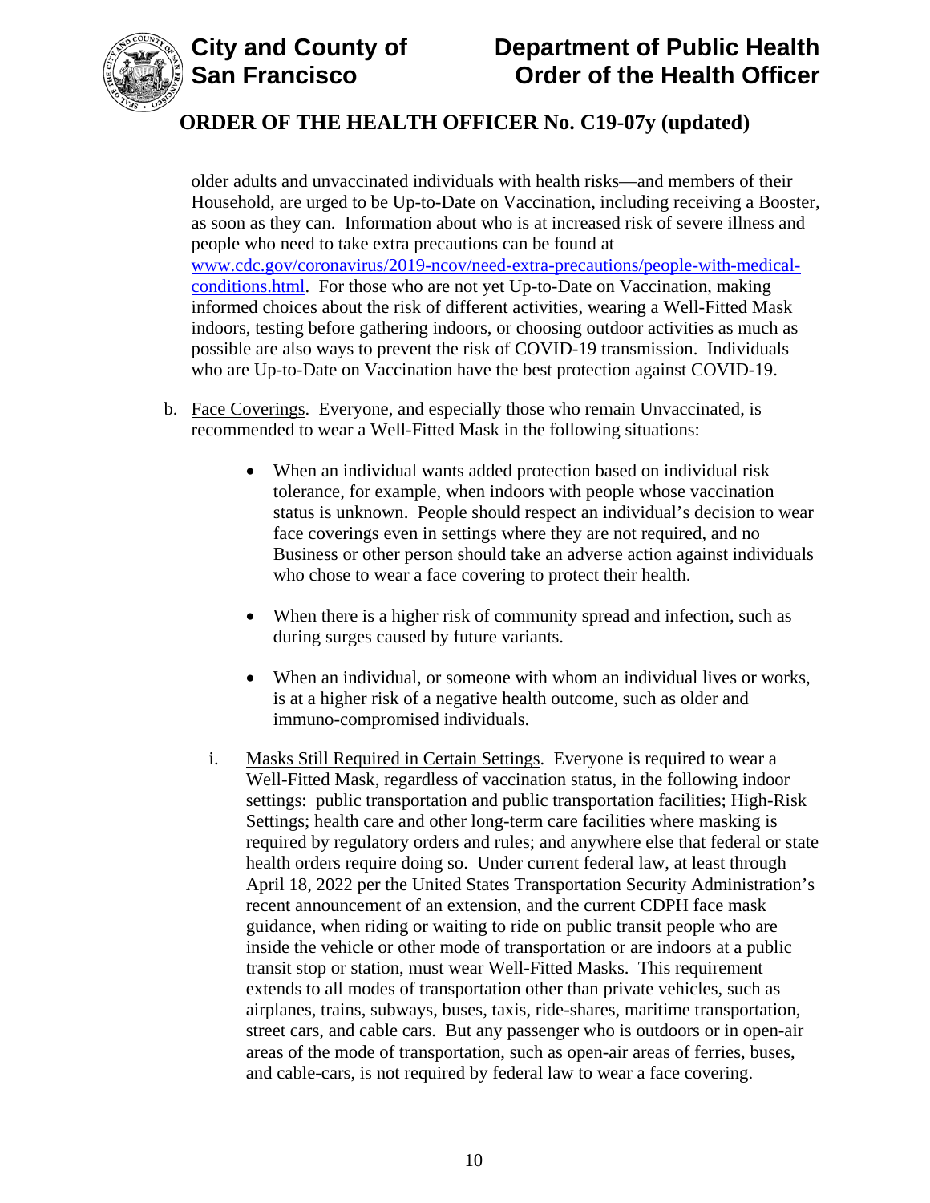older adults and unvaccinated individuals with health risks—and members of their Household, are urged to be Up-to-Date on Vaccination, including receiving a Booster, as soon as they can. Information about who is at increased risk of severe illness and people who need to take extra precautions can be found at [www.cdc.gov/coronavirus/2019-ncov/need-extra-precautions/people-with-medical-conditions.html](www.cdc.gov/coronavirus/2019-ncov/need-extra-precautions/people-with-medical-conditions.html). For those who are not yet Up-to-Date on Vaccination, making informed choices about the risk of different activities, wearing a Well-Fitted Mask indoors, testing before gathering indoors, or choosing outdoor activities as much as possible are also ways to prevent the risk of COVID-19 transmission. Individuals who are Up-to-Date on Vaccination have the best protection against COVID-19.

b. Face Coverings. Everyone, and especially those who remain Unvaccinated, is recommended to wear a Well-Fitted Mask in the following situations:

- When an individual wants added protection based on individual risk tolerance, for example, when indoors with people whose vaccination status is unknown. People should respect an individual's decision to wear face coverings even in settings where they are not required, and no Business or other person should take an adverse action against individuals who chose to wear a face covering to protect their health.

- When there is a higher risk of community spread and infection, such as during surges caused by future variants.

- When an individual, or someone with whom an individual lives or works, is at a higher risk of a negative health outcome, such as older and immuno-compromised individuals.

i. Masks Still Required in Certain Settings. Everyone is required to wear a Well-Fitted Mask, regardless of vaccination status, in the following indoor settings: public transportation and public transportation facilities; High-Risk Settings; health care and other long-term care facilities where masking is required by regulatory orders and rules; and anywhere else that federal or state health orders require doing so. Under current federal law, at least through April 18, 2022 per the United States Transportation Security Administration's recent announcement of an extension, and the current CDPH face mask guidance, when riding or waiting to ride on public transit people who are inside the vehicle or other mode of transportation or are indoors at a public transit stop or station, must wear Well-Fitted Masks. This requirement extends to all modes of transportation other than private vehicles, such as airplanes, trains, subways, buses, taxis, ride-shares, maritime transportation, street cars, and cable cars. But any passenger who is outdoors or in open-air areas of the mode of transportation, such as open-air areas of ferries, buses, and cable-cars, is not required by federal law to wear a face covering.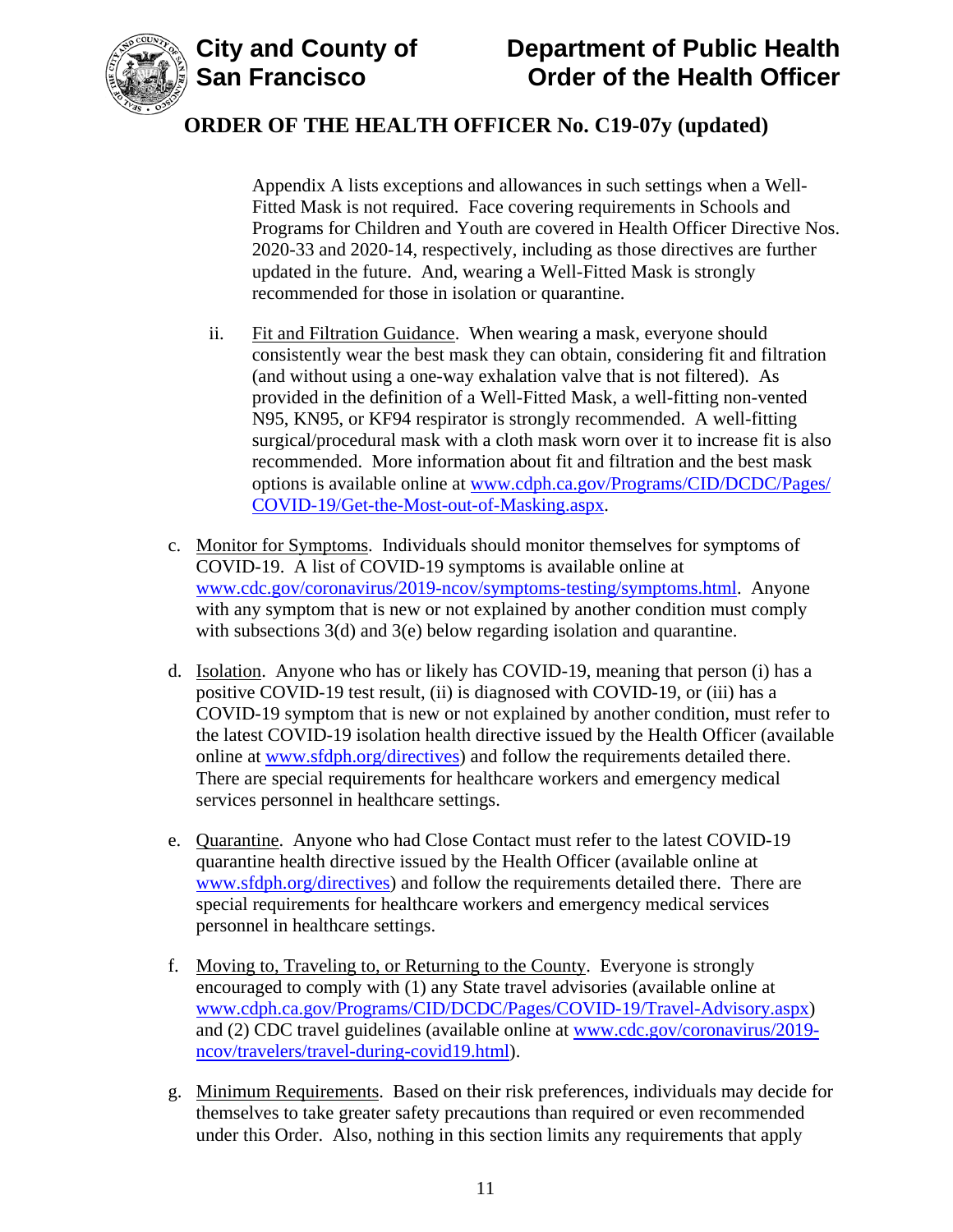Appendix A lists exceptions and allowances in such settings when a Well-Fitted Mask is not required. Face covering requirements in Schools and Programs for Children and Youth are covered in Health Officer Directive Nos. 2020-33 and 2020-14, respectively, including as those directives are further updated in the future. And, wearing a Well-Fitted Mask is strongly recommended for those in isolation or quarantine.

ii. Fit and Filtration Guidance. When wearing a mask, everyone should consistently wear the best mask they can obtain, considering fit and filtration (and without using a one-way exhalation valve that is not filtered). As provided in the definition of a Well-Fitted Mask, a well-fitting non-vented N95, KN95, or KF94 respirator is strongly recommended. A well-fitting surgical/procedural mask with a cloth mask worn over it to increase fit is also recommended. More information about fit and filtration and the best mask options is available online at [www.cdph.ca.gov/Programs/CID/DCDC/Pages/COVID-19/Get-the-Most-out-of-Masking.aspx](www.cdph.ca.gov/Programs/CID/DCDC/Pages/COVID-19/Get-the-Most-out-of-Masking.aspx).

c. Monitor for Symptoms. Individuals should monitor themselves for symptoms of COVID-19. A list of COVID-19 symptoms is available online at [www.cdc.gov/coronavirus/2019-ncov/symptoms-testing/symptoms.html](www.cdc.gov/coronavirus/2019-ncov/symptoms-testing/symptoms.html). Anyone with any symptom that is new or not explained by another condition must comply with subsections 3(d) and 3(e) below regarding isolation and quarantine.

d. Isolation. Anyone who has or likely has COVID-19, meaning that person (i) has a positive COVID-19 test result, (ii) is diagnosed with COVID-19, or (iii) has a COVID-19 symptom that is new or not explained by another condition, must refer to the latest COVID-19 isolation health directive issued by the Health Officer (available online at [www.sfdph.org/directives](www.sfdph.org/directives)) and follow the requirements detailed there. There are special requirements for healthcare workers and emergency medical services personnel in healthcare settings.

e. Quarantine. Anyone who had Close Contact must refer to the latest COVID-19 quarantine health directive issued by the Health Officer (available online at [www.sfdph.org/directives](www.sfdph.org/directives)) and follow the requirements detailed there. There are special requirements for healthcare workers and emergency medical services personnel in healthcare settings.

f. Moving to, Traveling to, or Returning to the County. Everyone is strongly encouraged to comply with (1) any State travel advisories (available online at [www.cdph.ca.gov/Programs/CID/DCDC/Pages/COVID-19/Travel-Advisory.aspx](www.cdph.ca.gov/Programs/CID/DCDC/Pages/COVID-19/Travel-Advisory.aspx)) and (2) CDC travel guidelines (available online at [www.cdc.gov/coronavirus/2019-ncov/travelers/travel-during-covid19.html](www.cdc.gov/coronavirus/2019-ncov/travelers/travel-during-covid19.html)).

g. Minimum Requirements. Based on their risk preferences, individuals may decide for themselves to take greater safety precautions than required or even recommended under this Order. Also, nothing in this section limits any requirements that apply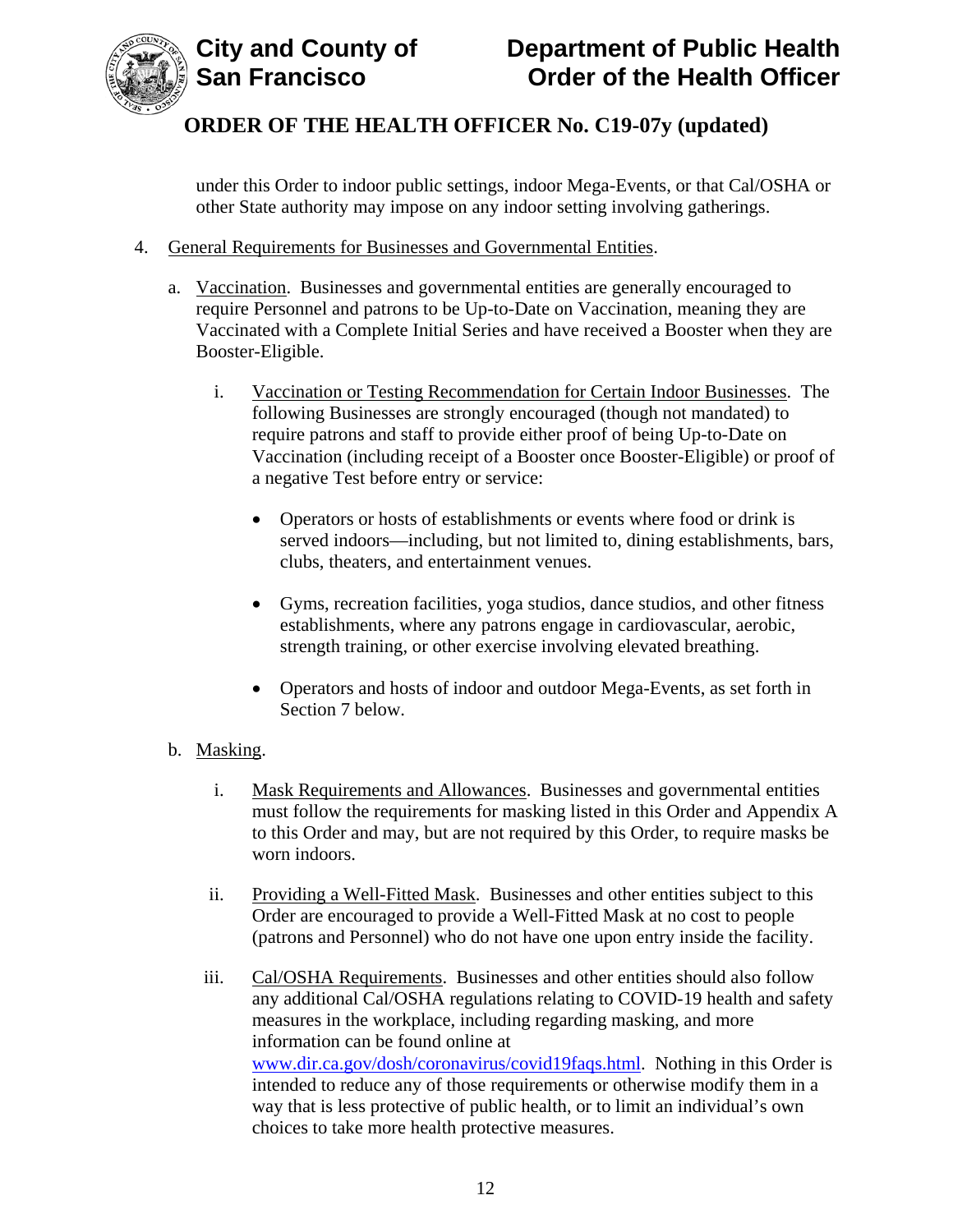under this Order to indoor public settings, indoor Mega-Events, or that Cal/OSHA or other State authority may impose on any indoor setting involving gatherings.

4. General Requirements for Businesses and Governmental Entities.

   a. Vaccination. Businesses and governmental entities are generally encouraged to require Personnel and patrons to be Up-to-Date on Vaccination, meaning they are Vaccinated with a Complete Initial Series and have received a Booster when they are Booster-Eligible.

      i. Vaccination or Testing Recommendation for Certain Indoor Businesses. The following Businesses are strongly encouraged (though not mandated) to require patrons and staff to provide either proof of being Up-to-Date on Vaccination (including receipt of a Booster once Booster-Eligible) or proof of a negative Test before entry or service:

         - Operators or hosts of establishments or events where food or drink is served indoors—including, but not limited to, dining establishments, bars, clubs, theaters, and entertainment venues.

         - Gyms, recreation facilities, yoga studios, dance studios, and other fitness establishments, where any patrons engage in cardiovascular, aerobic, strength training, or other exercise involving elevated breathing.

         - Operators and hosts of indoor and outdoor Mega-Events, as set forth in Section 7 below.

   b. Masking.

      i. Mask Requirements and Allowances. Businesses and governmental entities must follow the requirements for masking listed in this Order and Appendix A to this Order and may, but are not required by this Order, to require masks be worn indoors.

      ii. Providing a Well-Fitted Mask. Businesses and other entities subject to this Order are encouraged to provide a Well-Fitted Mask at no cost to people (patrons and Personnel) who do not have one upon entry inside the facility.

      iii. Cal/OSHA Requirements. Businesses and other entities should also follow any additional Cal/OSHA regulations relating to COVID-19 health and safety measures in the workplace, including regarding masking, and more information can be found online at www.dir.ca.gov/dosh/coronavirus/covid19faqs.html. Nothing in this Order is intended to reduce any of those requirements or otherwise modify them in a way that is less protective of public health, or to limit an individual's own choices to take more health protective measures.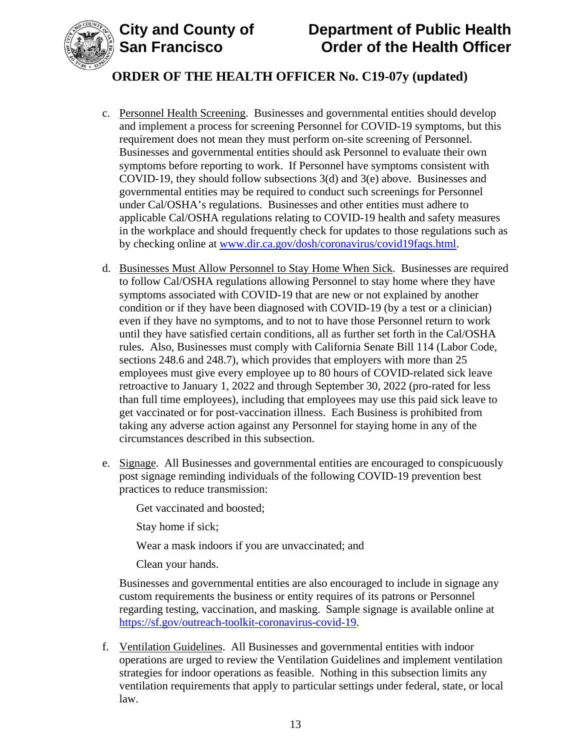c. Personnel Health Screening. Businesses and governmental entities should develop and implement a process for screening Personnel for COVID-19 symptoms, but this requirement does not mean they must perform on-site screening of Personnel. Businesses and governmental entities should ask Personnel to evaluate their own symptoms before reporting to work. If Personnel have symptoms consistent with COVID-19, they should follow subsections 3(d) and 3(e) above. Businesses and governmental entities may be required to conduct such screenings for Personnel under Cal/OSHA's regulations. Businesses and other entities must adhere to applicable Cal/OSHA regulations relating to COVID-19 health and safety measures in the workplace and should frequently check for updates to those regulations such as by checking online at [www.dir.ca.gov/dosh/coronavirus/covid19faqs.html](www.dir.ca.gov/dosh/coronavirus/covid19faqs.html).

d. Businesses Must Allow Personnel to Stay Home When Sick. Businesses are required to follow Cal/OSHA regulations allowing Personnel to stay home where they have symptoms associated with COVID-19 that are new or not explained by another condition or if they have been diagnosed with COVID-19 (by a test or a clinician) even if they have no symptoms, and to not to have those Personnel return to work until they have satisfied certain conditions, all as further set forth in the Cal/OSHA rules. Also, Businesses must comply with California Senate Bill 114 (Labor Code, sections 248.6 and 248.7), which provides that employers with more than 25 employees must give every employee up to 80 hours of COVID-related sick leave retroactive to January 1, 2022 and through September 30, 2022 (pro-rated for less than full time employees), including that employees may use this paid sick leave to get vaccinated or for post-vaccination illness. Each Business is prohibited from taking any adverse action against any Personnel for staying home in any of the circumstances described in this subsection.

e. Signage. All Businesses and governmental entities are encouraged to conspicuously post signage reminding individuals of the following COVID-19 prevention best practices to reduce transmission:

   Get vaccinated and boosted;

   Stay home if sick;

   Wear a mask indoors if you are unvaccinated; and

   Clean your hands.

   Businesses and governmental entities are also encouraged to include in signage any custom requirements the business or entity requires of its patrons or Personnel regarding testing, vaccination, and masking. Sample signage is available online at [https://sf.gov/outreach-toolkit-coronavirus-covid-19](https://sf.gov/outreach-toolkit-coronavirus-covid-19).

f. Ventilation Guidelines. All Businesses and governmental entities with indoor operations are urged to review the Ventilation Guidelines and implement ventilation strategies for indoor operations as feasible. Nothing in this subsection limits any ventilation requirements that apply to particular settings under federal, state, or local law.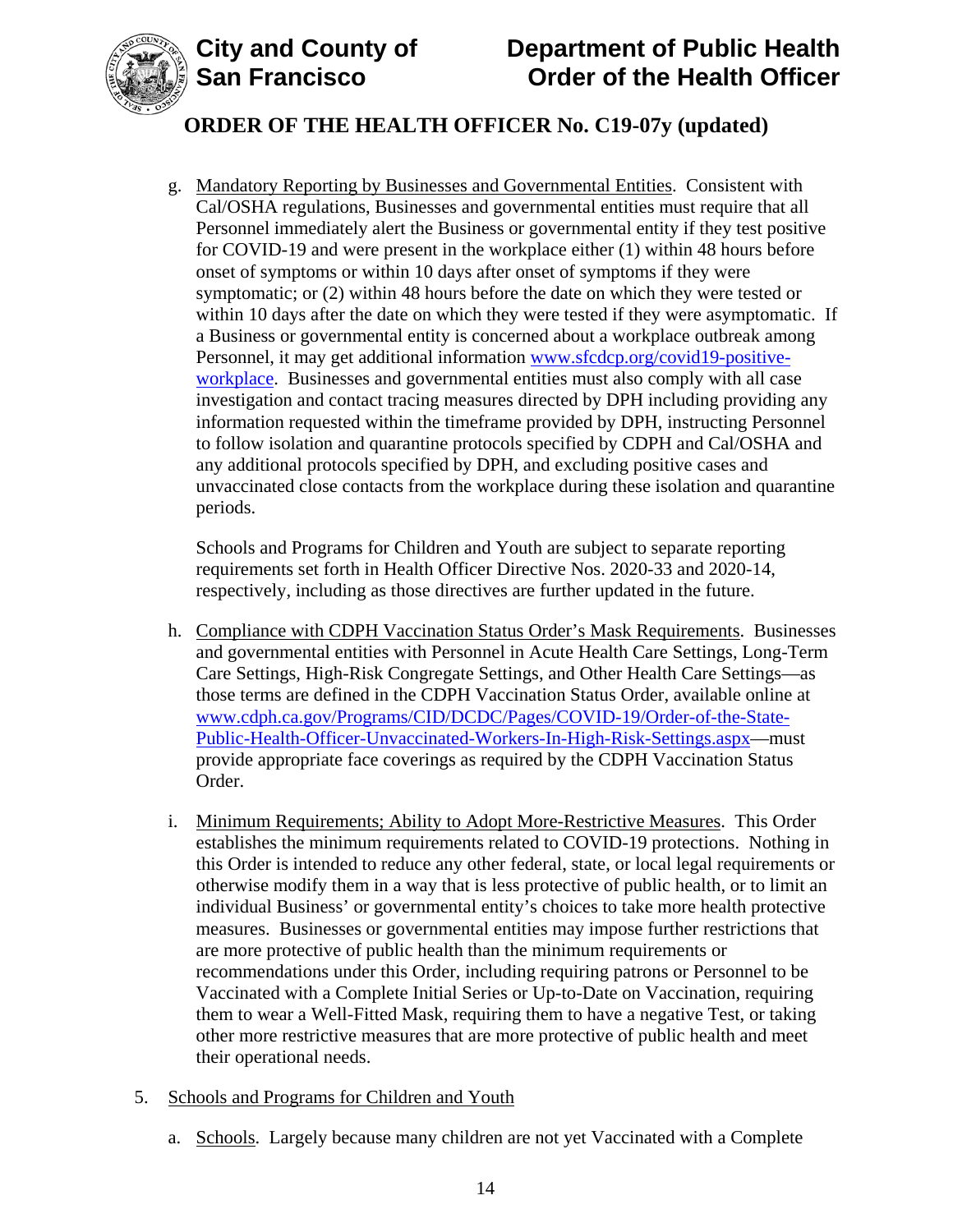g. Mandatory Reporting by Businesses and Governmental Entities. Consistent with Cal/OSHA regulations, Businesses and governmental entities must require that all Personnel immediately alert the Business or governmental entity if they test positive for COVID-19 and were present in the workplace either (1) within 48 hours before onset of symptoms or within 10 days after onset of symptoms if they were symptomatic; or (2) within 48 hours before the date on which they were tested or within 10 days after the date on which they were tested if they were asymptomatic. If a Business or governmental entity is concerned about a workplace outbreak among Personnel, it may get additional information [www.sfcdcp.org/covid19-positive-workplace](www.sfcdcp.org/covid19-positive-workplace). Businesses and governmental entities must also comply with all case investigation and contact tracing measures directed by DPH including providing any information requested within the timeframe provided by DPH, instructing Personnel to follow isolation and quarantine protocols specified by CDPH and Cal/OSHA and any additional protocols specified by DPH, and excluding positive cases and unvaccinated close contacts from the workplace during these isolation and quarantine periods.

   Schools and Programs for Children and Youth are subject to separate reporting requirements set forth in Health Officer Directive Nos. 2020-33 and 2020-14, respectively, including as those directives are further updated in the future.

h. Compliance with CDPH Vaccination Status Order's Mask Requirements. Businesses and governmental entities with Personnel in Acute Health Care Settings, Long-Term Care Settings, High-Risk Congregate Settings, and Other Health Care Settings—as those terms are defined in the CDPH Vaccination Status Order, available online at [www.cdph.ca.gov/Programs/CID/DCDC/Pages/COVID-19/Order-of-the-State-Public-Health-Officer-Unvaccinated-Workers-In-High-Risk-Settings.aspx](www.cdph.ca.gov/Programs/CID/DCDC/Pages/COVID-19/Order-of-the-State-Public-Health-Officer-Unvaccinated-Workers-In-High-Risk-Settings.aspx)—must provide appropriate face coverings as required by the CDPH Vaccination Status Order.

i. Minimum Requirements; Ability to Adopt More-Restrictive Measures. This Order establishes the minimum requirements related to COVID-19 protections. Nothing in this Order is intended to reduce any other federal, state, or local legal requirements or otherwise modify them in a way that is less protective of public health, or to limit an individual Business' or governmental entity's choices to take more health protective measures. Businesses or governmental entities may impose further restrictions that are more protective of public health than the minimum requirements or recommendations under this Order, including requiring patrons or Personnel to be Vaccinated with a Complete Initial Series or Up-to-Date on Vaccination, requiring them to wear a Well-Fitted Mask, requiring them to have a negative Test, or taking other more restrictive measures that are more protective of public health and meet their operational needs.

5. Schools and Programs for Children and Youth

   a. Schools. Largely because many children are not yet Vaccinated with a Complete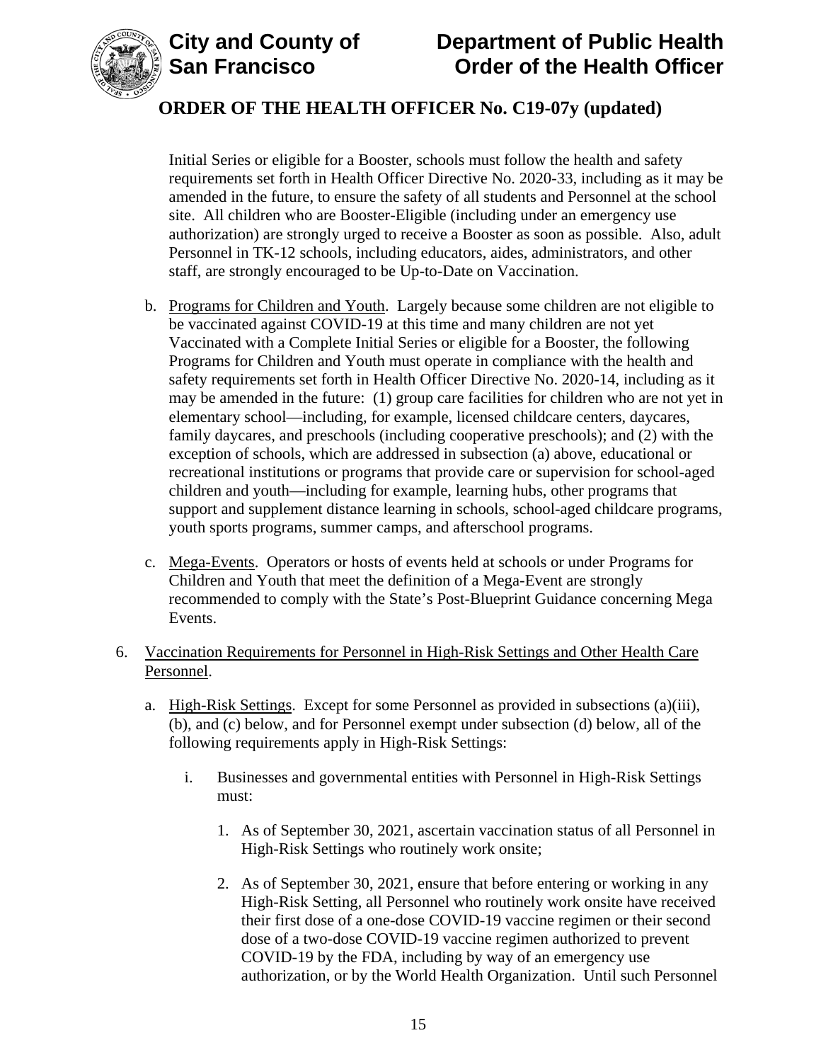Initial Series or eligible for a Booster, schools must follow the health and safety requirements set forth in Health Officer Directive No. 2020-33, including as it may be amended in the future, to ensure the safety of all students and Personnel at the school site. All children who are Booster-Eligible (including under an emergency use authorization) are strongly urged to receive a Booster as soon as possible. Also, adult Personnel in TK-12 schools, including educators, aides, administrators, and other staff, are strongly encouraged to be Up-to-Date on Vaccination.

b. Programs for Children and Youth. Largely because some children are not eligible to be vaccinated against COVID-19 at this time and many children are not yet Vaccinated with a Complete Initial Series or eligible for a Booster, the following Programs for Children and Youth must operate in compliance with the health and safety requirements set forth in Health Officer Directive No. 2020-14, including as it may be amended in the future: (1) group care facilities for children who are not yet in elementary school—including, for example, licensed childcare centers, daycares, family daycares, and preschools (including cooperative preschools); and (2) with the exception of schools, which are addressed in subsection (a) above, educational or recreational institutions or programs that provide care or supervision for school-aged children and youth—including for example, learning hubs, other programs that support and supplement distance learning in schools, school-aged childcare programs, youth sports programs, summer camps, and afterschool programs.

c. Mega-Events. Operators or hosts of events held at schools or under Programs for Children and Youth that meet the definition of a Mega-Event are strongly recommended to comply with the State's Post-Blueprint Guidance concerning Mega Events.

6. Vaccination Requirements for Personnel in High-Risk Settings and Other Health Care Personnel.

   a. High-Risk Settings. Except for some Personnel as provided in subsections (a)(iii), (b), and (c) below, and for Personnel exempt under subsection (d) below, all of the following requirements apply in High-Risk Settings:

      i. Businesses and governmental entities with Personnel in High-Risk Settings must:

         1. As of September 30, 2021, ascertain vaccination status of all Personnel in High-Risk Settings who routinely work onsite;

         2. As of September 30, 2021, ensure that before entering or working in any High-Risk Setting, all Personnel who routinely work onsite have received their first dose of a one-dose COVID-19 vaccine regimen or their second dose of a two-dose COVID-19 vaccine regimen authorized to prevent COVID-19 by the FDA, including by way of an emergency use authorization, or by the World Health Organization. Until such Personnel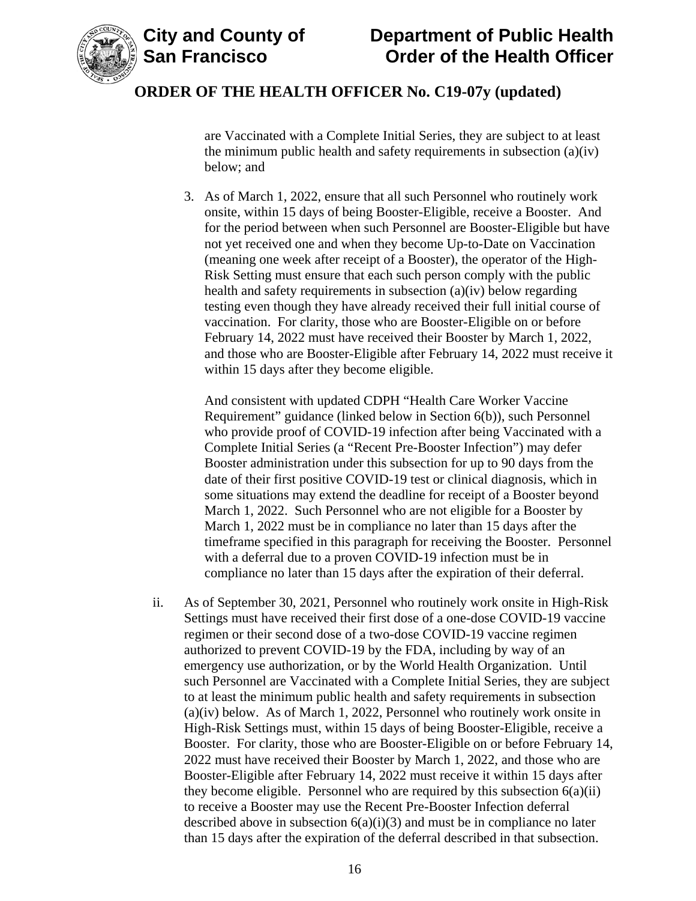are Vaccinated with a Complete Initial Series, they are subject to at least the minimum public health and safety requirements in subsection (a)(iv) below; and

3. As of March 1, 2022, ensure that all such Personnel who routinely work onsite, within 15 days of being Booster-Eligible, receive a Booster. And for the period between when such Personnel are Booster-Eligible but have not yet received one and when they become Up-to-Date on Vaccination (meaning one week after receipt of a Booster), the operator of the High-Risk Setting must ensure that each such person comply with the public health and safety requirements in subsection (a)(iv) below regarding testing even though they have already received their full initial course of vaccination. For clarity, those who are Booster-Eligible on or before February 14, 2022 must have received their Booster by March 1, 2022, and those who are Booster-Eligible after February 14, 2022 must receive it within 15 days after they become eligible.

   And consistent with updated CDPH "Health Care Worker Vaccine Requirement" guidance (linked below in Section 6(b)), such Personnel who provide proof of COVID-19 infection after being Vaccinated with a Complete Initial Series (a "Recent Pre-Booster Infection") may defer Booster administration under this subsection for up to 90 days from the date of their first positive COVID-19 test or clinical diagnosis, which in some situations may extend the deadline for receipt of a Booster beyond March 1, 2022. Such Personnel who are not eligible for a Booster by March 1, 2022 must be in compliance no later than 15 days after the timeframe specified in this paragraph for receiving the Booster. Personnel with a deferral due to a proven COVID-19 infection must be in compliance no later than 15 days after the expiration of their deferral.

ii. As of September 30, 2021, Personnel who routinely work onsite in High-Risk Settings must have received their first dose of a one-dose COVID-19 vaccine regimen or their second dose of a two-dose COVID-19 vaccine regimen authorized to prevent COVID-19 by the FDA, including by way of an emergency use authorization, or by the World Health Organization. Until such Personnel are Vaccinated with a Complete Initial Series, they are subject to at least the minimum public health and safety requirements in subsection (a)(iv) below. As of March 1, 2022, Personnel who routinely work onsite in High-Risk Settings must, within 15 days of being Booster-Eligible, receive a Booster. For clarity, those who are Booster-Eligible on or before February 14, 2022 must have received their Booster by March 1, 2022, and those who are Booster-Eligible after February 14, 2022 must receive it within 15 days after they become eligible. Personnel who are required by this subsection 6(a)(ii) to receive a Booster may use the Recent Pre-Booster Infection deferral described above in subsection 6(a)(i)(3) and must be in compliance no later than 15 days after the expiration of the deferral described in that subsection.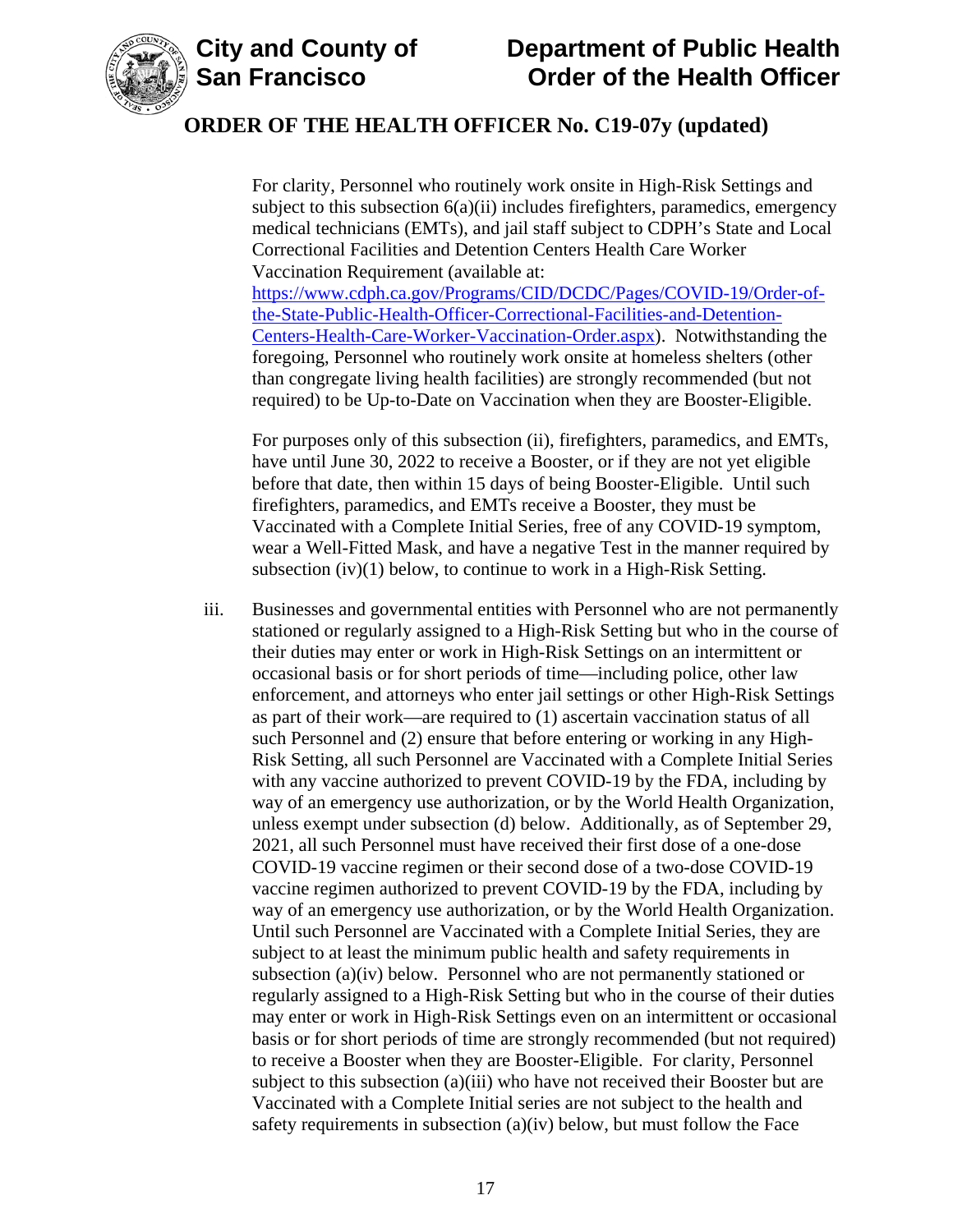For clarity, Personnel who routinely work onsite in High-Risk Settings and subject to this subsection 6(a)(ii) includes firefighters, paramedics, emergency medical technicians (EMTs), and jail staff subject to CDPH's State and Local Correctional Facilities and Detention Centers Health Care Worker Vaccination Requirement (available at: [https://www.cdph.ca.gov/Programs/CID/DCDC/Pages/COVID-19/Order-of-the-State-Public-Health-Officer-Correctional-Facilities-and-Detention-Centers-Health-Care-Worker-Vaccination-Order.aspx](https://www.cdph.ca.gov/Programs/CID/DCDC/Pages/COVID-19/Order-of-the-State-Public-Health-Officer-Correctional-Facilities-and-Detention-Centers-Health-Care-Worker-Vaccination-Order.aspx)). Notwithstanding the foregoing, Personnel who routinely work onsite at homeless shelters (other than congregate living health facilities) are strongly recommended (but not required) to be Up-to-Date on Vaccination when they are Booster-Eligible.

For purposes only of this subsection (ii), firefighters, paramedics, and EMTs, have until June 30, 2022 to receive a Booster, or if they are not yet eligible before that date, then within 15 days of being Booster-Eligible. Until such firefighters, paramedics, and EMTs receive a Booster, they must be Vaccinated with a Complete Initial Series, free of any COVID-19 symptom, wear a Well-Fitted Mask, and have a negative Test in the manner required by subsection (iv)(1) below, to continue to work in a High-Risk Setting.

iii. Businesses and governmental entities with Personnel who are not permanently stationed or regularly assigned to a High-Risk Setting but who in the course of their duties may enter or work in High-Risk Settings on an intermittent or occasional basis or for short periods of time—including police, other law enforcement, and attorneys who enter jail settings or other High-Risk Settings as part of their work—are required to (1) ascertain vaccination status of all such Personnel and (2) ensure that before entering or working in any High-Risk Setting, all such Personnel are Vaccinated with a Complete Initial Series with any vaccine authorized to prevent COVID-19 by the FDA, including by way of an emergency use authorization, or by the World Health Organization, unless exempt under subsection (d) below. Additionally, as of September 29, 2021, all such Personnel must have received their first dose of a one-dose COVID-19 vaccine regimen or their second dose of a two-dose COVID-19 vaccine regimen authorized to prevent COVID-19 by the FDA, including by way of an emergency use authorization, or by the World Health Organization. Until such Personnel are Vaccinated with a Complete Initial Series, they are subject to at least the minimum public health and safety requirements in subsection (a)(iv) below. Personnel who are not permanently stationed or regularly assigned to a High-Risk Setting but who in the course of their duties may enter or work in High-Risk Settings even on an intermittent or occasional basis or for short periods of time are strongly recommended (but not required) to receive a Booster when they are Booster-Eligible. For clarity, Personnel subject to this subsection (a)(iii) who have not received their Booster but are Vaccinated with a Complete Initial series are not subject to the health and safety requirements in subsection (a)(iv) below, but must follow the Face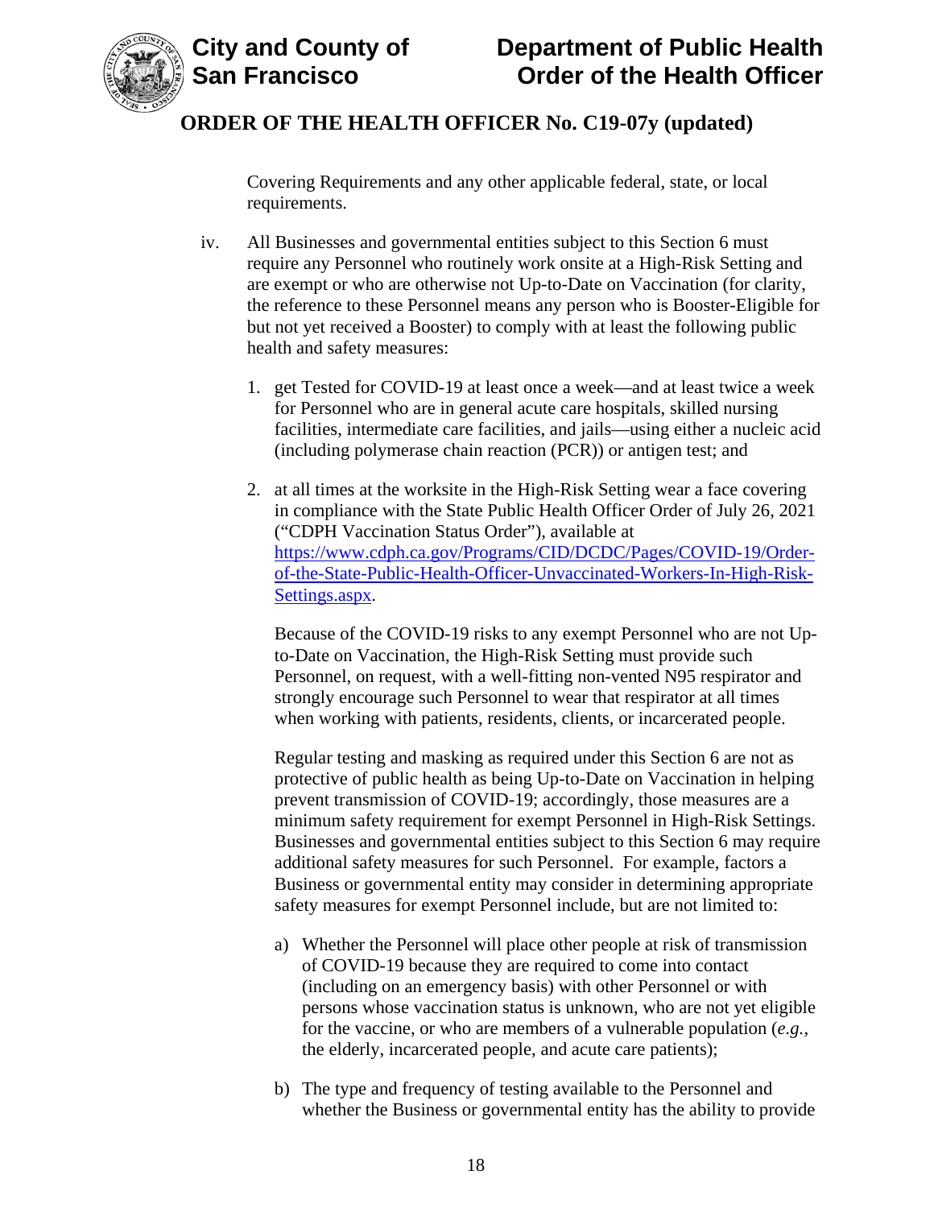Covering Requirements and any other applicable federal, state, or local requirements.

iv. All Businesses and governmental entities subject to this Section 6 must require any Personnel who routinely work onsite at a High-Risk Setting and are exempt or who are otherwise not Up-to-Date on Vaccination (for clarity, the reference to these Personnel means any person who is Booster-Eligible for but not yet received a Booster) to comply with at least the following public health and safety measures:

1. get Tested for COVID-19 at least once a week—and at least twice a week for Personnel who are in general acute care hospitals, skilled nursing facilities, intermediate care facilities, and jails—using either a nucleic acid (including polymerase chain reaction (PCR)) or antigen test; and

2. at all times at the worksite in the High-Risk Setting wear a face covering in compliance with the State Public Health Officer Order of July 26, 2021 ("CDPH Vaccination Status Order"), available at [https://www.cdph.ca.gov/Programs/CID/DCDC/Pages/COVID-19/Order-of-the-State-Public-Health-Officer-Unvaccinated-Workers-In-High-Risk-Settings.aspx](https://www.cdph.ca.gov/Programs/CID/DCDC/Pages/COVID-19/Order-of-the-State-Public-Health-Officer-Unvaccinated-Workers-In-High-Risk-Settings.aspx).

   Because of the COVID-19 risks to any exempt Personnel who are not Up-to-Date on Vaccination, the High-Risk Setting must provide such Personnel, on request, with a well-fitting non-vented N95 respirator and strongly encourage such Personnel to wear that respirator at all times when working with patients, residents, clients, or incarcerated people.

   Regular testing and masking as required under this Section 6 are not as protective of public health as being Up-to-Date on Vaccination in helping prevent transmission of COVID-19; accordingly, those measures are a minimum safety requirement for exempt Personnel in High-Risk Settings. Businesses and governmental entities subject to this Section 6 may require additional safety measures for such Personnel. For example, factors a Business or governmental entity may consider in determining appropriate safety measures for exempt Personnel include, but are not limited to:

   a) Whether the Personnel will place other people at risk of transmission of COVID-19 because they are required to come into contact (including on an emergency basis) with other Personnel or with persons whose vaccination status is unknown, who are not yet eligible for the vaccine, or who are members of a vulnerable population (*e.g.*, the elderly, incarcerated people, and acute care patients);

   b) The type and frequency of testing available to the Personnel and whether the Business or governmental entity has the ability to provide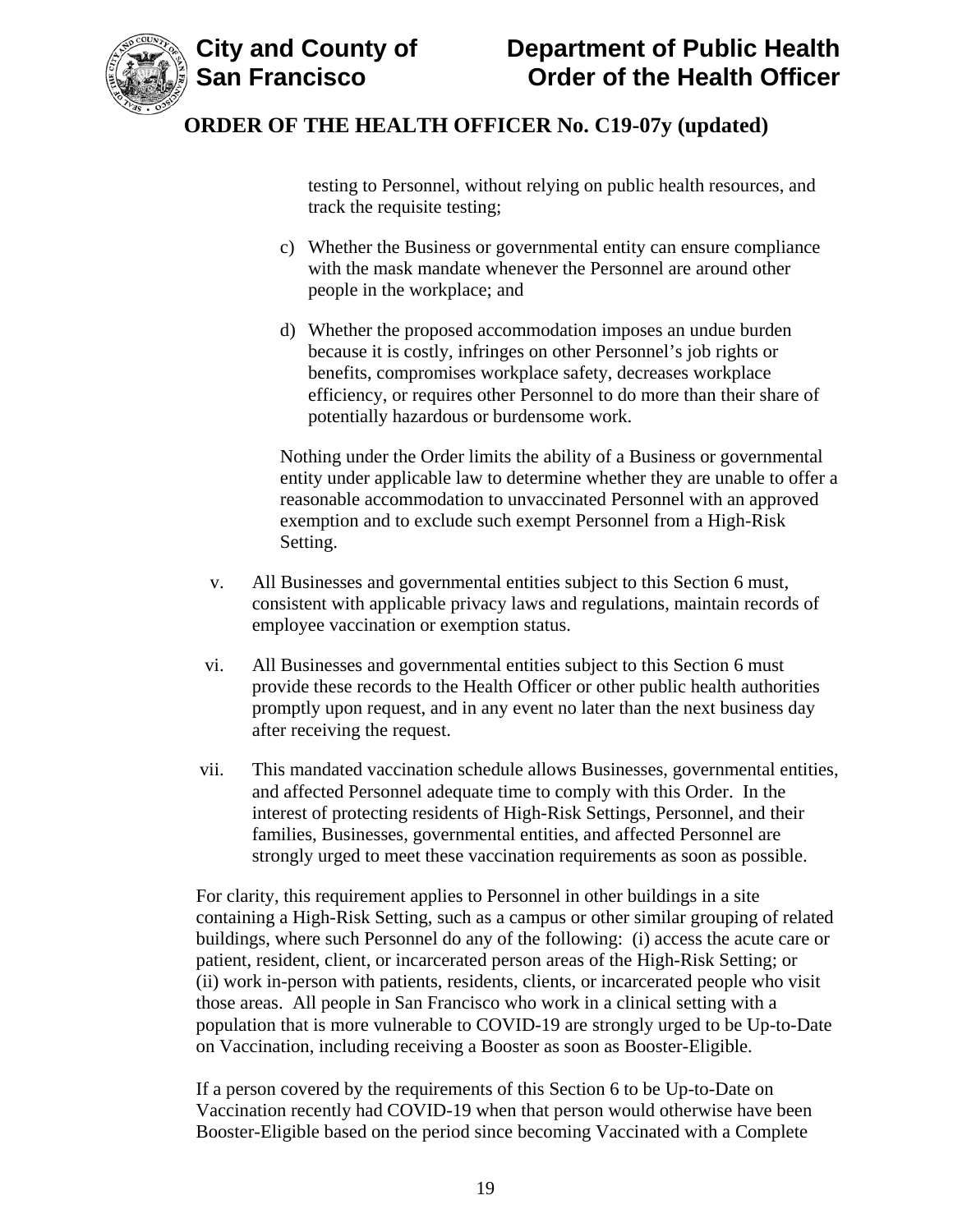testing to Personnel, without relying on public health resources, and track the requisite testing;

c) Whether the Business or governmental entity can ensure compliance with the mask mandate whenever the Personnel are around other people in the workplace; and

d) Whether the proposed accommodation imposes an undue burden because it is costly, infringes on other Personnel's job rights or benefits, compromises workplace safety, decreases workplace efficiency, or requires other Personnel to do more than their share of potentially hazardous or burdensome work.

Nothing under the Order limits the ability of a Business or governmental entity under applicable law to determine whether they are unable to offer a reasonable accommodation to unvaccinated Personnel with an approved exemption and to exclude such exempt Personnel from a High-Risk Setting.

v. All Businesses and governmental entities subject to this Section 6 must, consistent with applicable privacy laws and regulations, maintain records of employee vaccination or exemption status.

vi. All Businesses and governmental entities subject to this Section 6 must provide these records to the Health Officer or other public health authorities promptly upon request, and in any event no later than the next business day after receiving the request.

vii. This mandated vaccination schedule allows Businesses, governmental entities, and affected Personnel adequate time to comply with this Order. In the interest of protecting residents of High-Risk Settings, Personnel, and their families, Businesses, governmental entities, and affected Personnel are strongly urged to meet these vaccination requirements as soon as possible.

For clarity, this requirement applies to Personnel in other buildings in a site containing a High-Risk Setting, such as a campus or other similar grouping of related buildings, where such Personnel do any of the following: (i) access the acute care or patient, resident, client, or incarcerated person areas of the High-Risk Setting; or (ii) work in-person with patients, residents, clients, or incarcerated people who visit those areas. All people in San Francisco who work in a clinical setting with a population that is more vulnerable to COVID-19 are strongly urged to be Up-to-Date on Vaccination, including receiving a Booster as soon as Booster-Eligible.

If a person covered by the requirements of this Section 6 to be Up-to-Date on Vaccination recently had COVID-19 when that person would otherwise have been Booster-Eligible based on the period since becoming Vaccinated with a Complete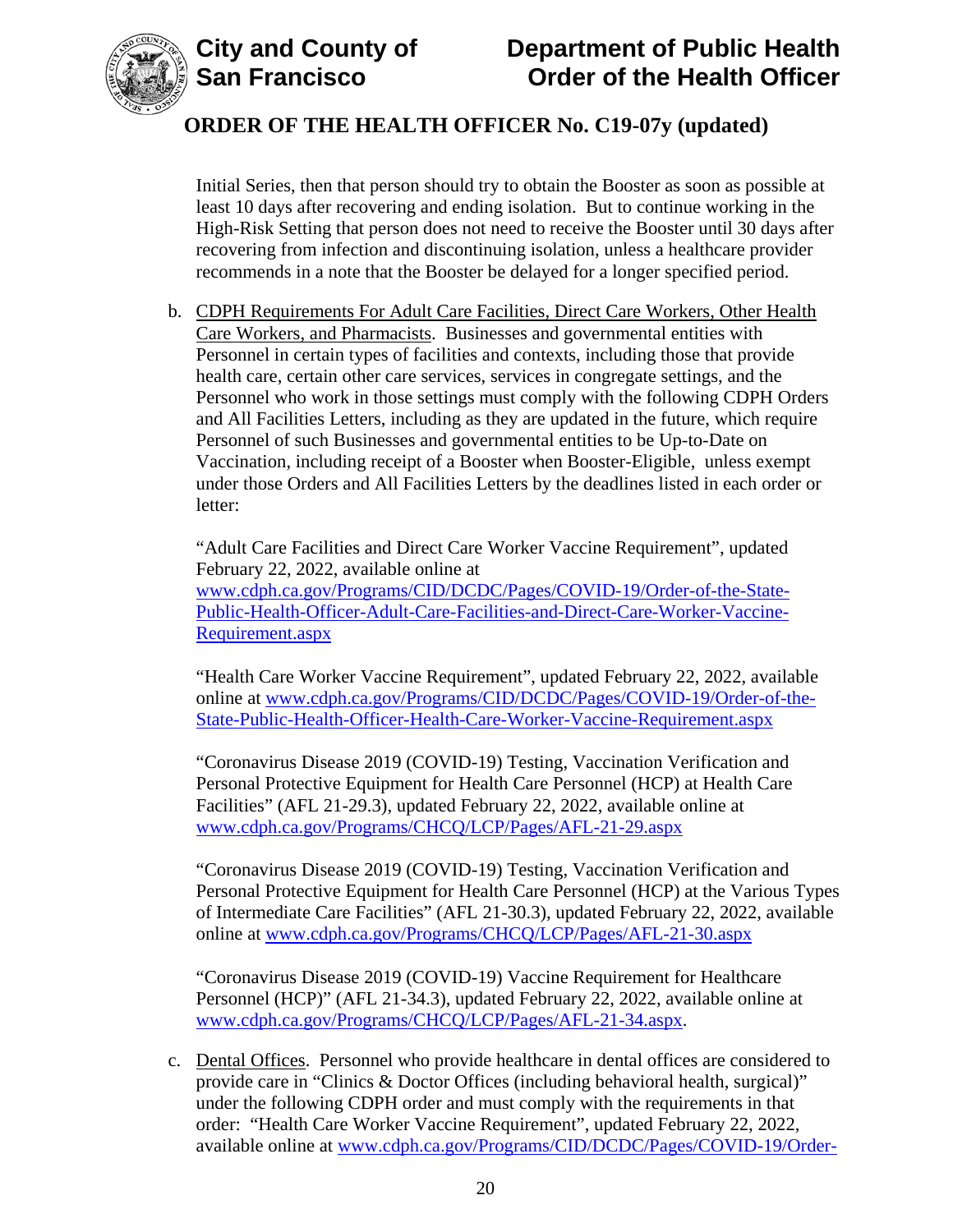Initial Series, then that person should try to obtain the Booster as soon as possible at least 10 days after recovering and ending isolation. But to continue working in the High-Risk Setting that person does not need to receive the Booster until 30 days after recovering from infection and discontinuing isolation, unless a healthcare provider recommends in a note that the Booster be delayed for a longer specified period.

b. CDPH Requirements For Adult Care Facilities, Direct Care Workers, Other Health Care Workers, and Pharmacists. Businesses and governmental entities with Personnel in certain types of facilities and contexts, including those that provide health care, certain other care services, services in congregate settings, and the Personnel who work in those settings must comply with the following CDPH Orders and All Facilities Letters, including as they are updated in the future, which require Personnel of such Businesses and governmental entities to be Up-to-Date on Vaccination, including receipt of a Booster when Booster-Eligible, unless exempt under those Orders and All Facilities Letters by the deadlines listed in each order or letter:

"Adult Care Facilities and Direct Care Worker Vaccine Requirement", updated February 22, 2022, available online at www.cdph.ca.gov/Programs/CID/DCDC/Pages/COVID-19/Order-of-the-State-Public-Health-Officer-Adult-Care-Facilities-and-Direct-Care-Worker-Vaccine-Requirement.aspx

"Health Care Worker Vaccine Requirement", updated February 22, 2022, available online at www.cdph.ca.gov/Programs/CID/DCDC/Pages/COVID-19/Order-of-the-State-Public-Health-Officer-Health-Care-Worker-Vaccine-Requirement.aspx

"Coronavirus Disease 2019 (COVID-19) Testing, Vaccination Verification and Personal Protective Equipment for Health Care Personnel (HCP) at Health Care Facilities" (AFL 21-29.3), updated February 22, 2022, available online at www.cdph.ca.gov/Programs/CHCQ/LCP/Pages/AFL-21-29.aspx

"Coronavirus Disease 2019 (COVID-19) Testing, Vaccination Verification and Personal Protective Equipment for Health Care Personnel (HCP) at the Various Types of Intermediate Care Facilities" (AFL 21-30.3), updated February 22, 2022, available online at www.cdph.ca.gov/Programs/CHCQ/LCP/Pages/AFL-21-30.aspx

"Coronavirus Disease 2019 (COVID-19) Vaccine Requirement for Healthcare Personnel (HCP)" (AFL 21-34.3), updated February 22, 2022, available online at www.cdph.ca.gov/Programs/CHCQ/LCP/Pages/AFL-21-34.aspx.

c. Dental Offices. Personnel who provide healthcare in dental offices are considered to provide care in "Clinics & Doctor Offices (including behavioral health, surgical)" under the following CDPH order and must comply with the requirements in that order: "Health Care Worker Vaccine Requirement", updated February 22, 2022, available online at www.cdph.ca.gov/Programs/CID/DCDC/Pages/COVID-19/Order-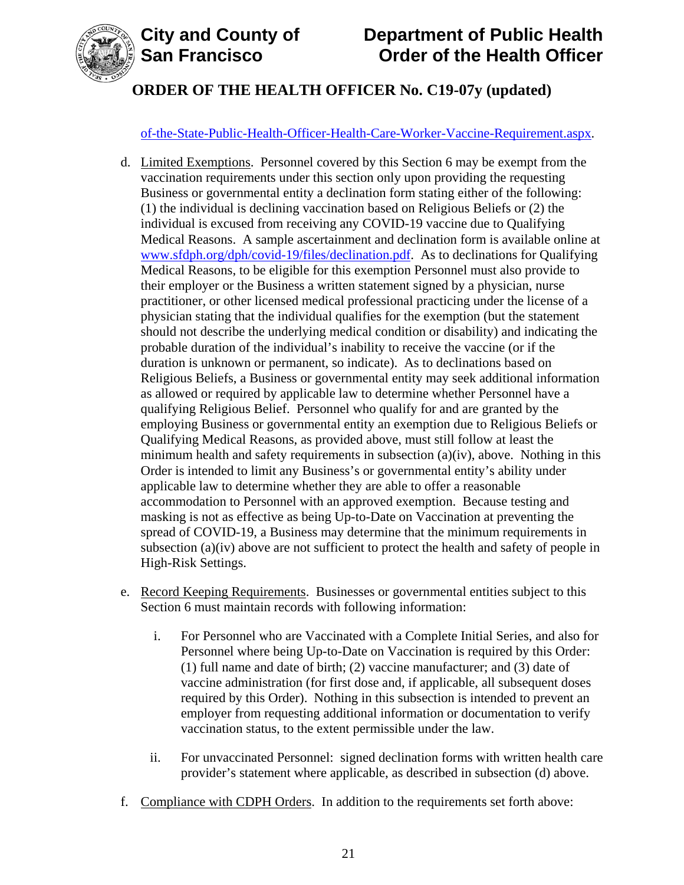of-the-State-Public-Health-Officer-Health-Care-Worker-Vaccine-Requirement.aspx.

d. Limited Exemptions. Personnel covered by this Section 6 may be exempt from the vaccination requirements under this section only upon providing the requesting Business or governmental entity a declination form stating either of the following: (1) the individual is declining vaccination based on Religious Beliefs or (2) the individual is excused from receiving any COVID-19 vaccine due to Qualifying Medical Reasons. A sample ascertainment and declination form is available online at www.sfdph.org/dph/covid-19/files/declination.pdf. As to declinations for Qualifying Medical Reasons, to be eligible for this exemption Personnel must also provide to their employer or the Business a written statement signed by a physician, nurse practitioner, or other licensed medical professional practicing under the license of a physician stating that the individual qualifies for the exemption (but the statement should not describe the underlying medical condition or disability) and indicating the probable duration of the individual's inability to receive the vaccine (or if the duration is unknown or permanent, so indicate). As to declinations based on Religious Beliefs, a Business or governmental entity may seek additional information as allowed or required by applicable law to determine whether Personnel have a qualifying Religious Belief. Personnel who qualify for and are granted by the employing Business or governmental entity an exemption due to Religious Beliefs or Qualifying Medical Reasons, as provided above, must still follow at least the minimum health and safety requirements in subsection (a)(iv), above. Nothing in this Order is intended to limit any Business's or governmental entity's ability under applicable law to determine whether they are able to offer a reasonable accommodation to Personnel with an approved exemption. Because testing and masking is not as effective as being Up-to-Date on Vaccination at preventing the spread of COVID-19, a Business may determine that the minimum requirements in subsection (a)(iv) above are not sufficient to protect the health and safety of people in High-Risk Settings.

e. Record Keeping Requirements. Businesses or governmental entities subject to this Section 6 must maintain records with following information:

   i. For Personnel who are Vaccinated with a Complete Initial Series, and also for Personnel where being Up-to-Date on Vaccination is required by this Order: (1) full name and date of birth; (2) vaccine manufacturer; and (3) date of vaccine administration (for first dose and, if applicable, all subsequent doses required by this Order). Nothing in this subsection is intended to prevent an employer from requesting additional information or documentation to verify vaccination status, to the extent permissible under the law.

   ii. For unvaccinated Personnel: signed declination forms with written health care provider's statement where applicable, as described in subsection (d) above.

f. Compliance with CDPH Orders. In addition to the requirements set forth above: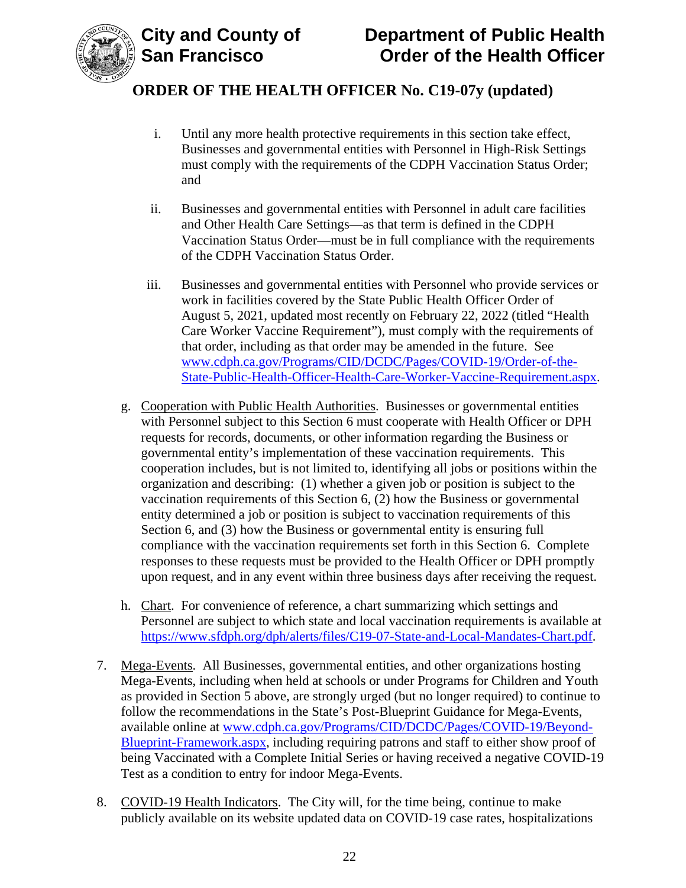i. Until any more health protective requirements in this section take effect, Businesses and governmental entities with Personnel in High-Risk Settings must comply with the requirements of the CDPH Vaccination Status Order; and

ii. Businesses and governmental entities with Personnel in adult care facilities and Other Health Care Settings—as that term is defined in the CDPH Vaccination Status Order—must be in full compliance with the requirements of the CDPH Vaccination Status Order.

iii. Businesses and governmental entities with Personnel who provide services or work in facilities covered by the State Public Health Officer Order of August 5, 2021, updated most recently on February 22, 2022 (titled "Health Care Worker Vaccine Requirement"), must comply with the requirements of that order, including as that order may be amended in the future. See [www.cdph.ca.gov/Programs/CID/DCDC/Pages/COVID-19/Order-of-the-State-Public-Health-Officer-Health-Care-Worker-Vaccine-Requirement.aspx](www.cdph.ca.gov/Programs/CID/DCDC/Pages/COVID-19/Order-of-the-State-Public-Health-Officer-Health-Care-Worker-Vaccine-Requirement.aspx).

g. Cooperation with Public Health Authorities. Businesses or governmental entities with Personnel subject to this Section 6 must cooperate with Health Officer or DPH requests for records, documents, or other information regarding the Business or governmental entity's implementation of these vaccination requirements. This cooperation includes, but is not limited to, identifying all jobs or positions within the organization and describing: (1) whether a given job or position is subject to the vaccination requirements of this Section 6, (2) how the Business or governmental entity determined a job or position is subject to vaccination requirements of this Section 6, and (3) how the Business or governmental entity is ensuring full compliance with the vaccination requirements set forth in this Section 6. Complete responses to these requests must be provided to the Health Officer or DPH promptly upon request, and in any event within three business days after receiving the request.

h. Chart. For convenience of reference, a chart summarizing which settings and Personnel are subject to which state and local vaccination requirements is available at [https://www.sfdph.org/dph/alerts/files/C19-07-State-and-Local-Mandates-Chart.pdf](https://www.sfdph.org/dph/alerts/files/C19-07-State-and-Local-Mandates-Chart.pdf).

7. Mega-Events. All Businesses, governmental entities, and other organizations hosting Mega-Events, including when held at schools or under Programs for Children and Youth as provided in Section 5 above, are strongly urged (but no longer required) to continue to follow the recommendations in the State's Post-Blueprint Guidance for Mega-Events, available online at [www.cdph.ca.gov/Programs/CID/DCDC/Pages/COVID-19/Beyond-Blueprint-Framework.aspx](www.cdph.ca.gov/Programs/CID/DCDC/Pages/COVID-19/Beyond-Blueprint-Framework.aspx), including requiring patrons and staff to either show proof of being Vaccinated with a Complete Initial Series or having received a negative COVID-19 Test as a condition to entry for indoor Mega-Events.

8. COVID-19 Health Indicators. The City will, for the time being, continue to make publicly available on its website updated data on COVID-19 case rates, hospitalizations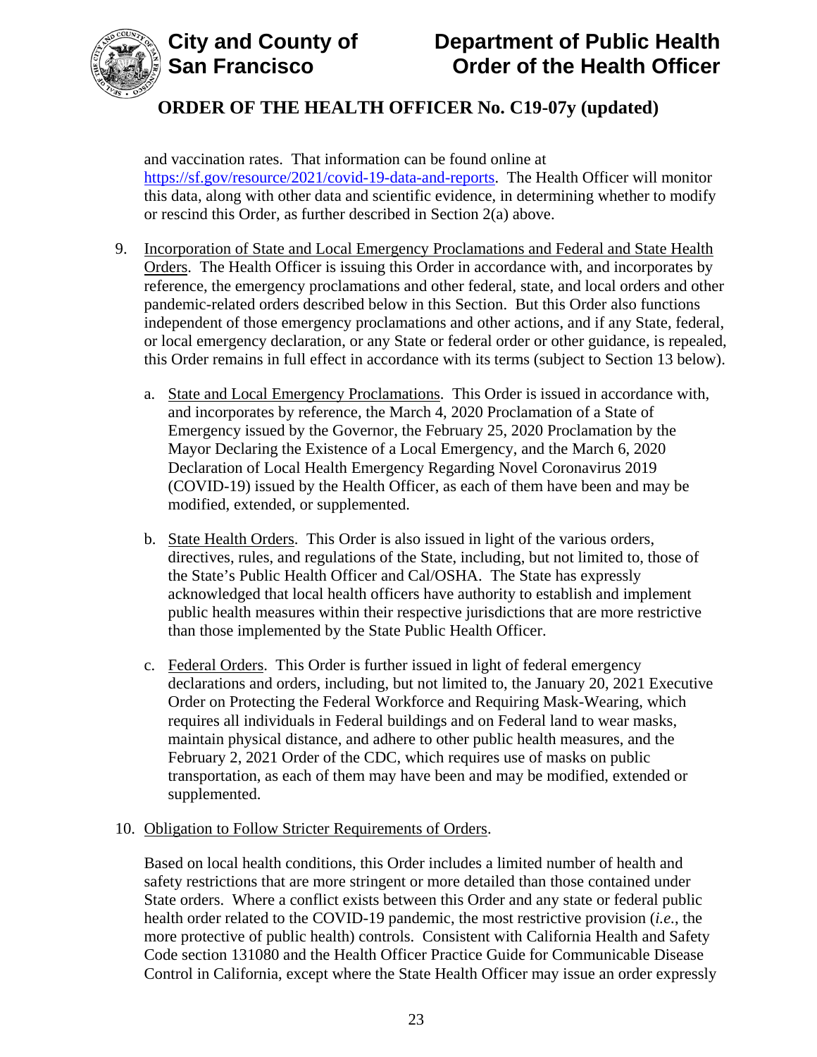and vaccination rates. That information can be found online at https://sf.gov/resource/2021/covid-19-data-and-reports. The Health Officer will monitor this data, along with other data and scientific evidence, in determining whether to modify or rescind this Order, as further described in Section 2(a) above.

9. Incorporation of State and Local Emergency Proclamations and Federal and State Health Orders. The Health Officer is issuing this Order in accordance with, and incorporates by reference, the emergency proclamations and other federal, state, and local orders and other pandemic-related orders described below in this Section. But this Order also functions independent of those emergency proclamations and other actions, and if any State, federal, or local emergency declaration, or any State or federal order or other guidance, is repealed, this Order remains in full effect in accordance with its terms (subject to Section 13 below).

   a. State and Local Emergency Proclamations. This Order is issued in accordance with, and incorporates by reference, the March 4, 2020 Proclamation of a State of Emergency issued by the Governor, the February 25, 2020 Proclamation by the Mayor Declaring the Existence of a Local Emergency, and the March 6, 2020 Declaration of Local Health Emergency Regarding Novel Coronavirus 2019 (COVID-19) issued by the Health Officer, as each of them have been and may be modified, extended, or supplemented.

   b. State Health Orders. This Order is also issued in light of the various orders, directives, rules, and regulations of the State, including, but not limited to, those of the State's Public Health Officer and Cal/OSHA. The State has expressly acknowledged that local health officers have authority to establish and implement public health measures within their respective jurisdictions that are more restrictive than those implemented by the State Public Health Officer.

   c. Federal Orders. This Order is further issued in light of federal emergency declarations and orders, including, but not limited to, the January 20, 2021 Executive Order on Protecting the Federal Workforce and Requiring Mask-Wearing, which requires all individuals in Federal buildings and on Federal land to wear masks, maintain physical distance, and adhere to other public health measures, and the February 2, 2021 Order of the CDC, which requires use of masks on public transportation, as each of them may have been and may be modified, extended or supplemented.

10. Obligation to Follow Stricter Requirements of Orders.

    Based on local health conditions, this Order includes a limited number of health and safety restrictions that are more stringent or more detailed than those contained under State orders. Where a conflict exists between this Order and any state or federal public health order related to the COVID-19 pandemic, the most restrictive provision (*i.e.*, the more protective of public health) controls. Consistent with California Health and Safety Code section 131080 and the Health Officer Practice Guide for Communicable Disease Control in California, except where the State Health Officer may issue an order expressly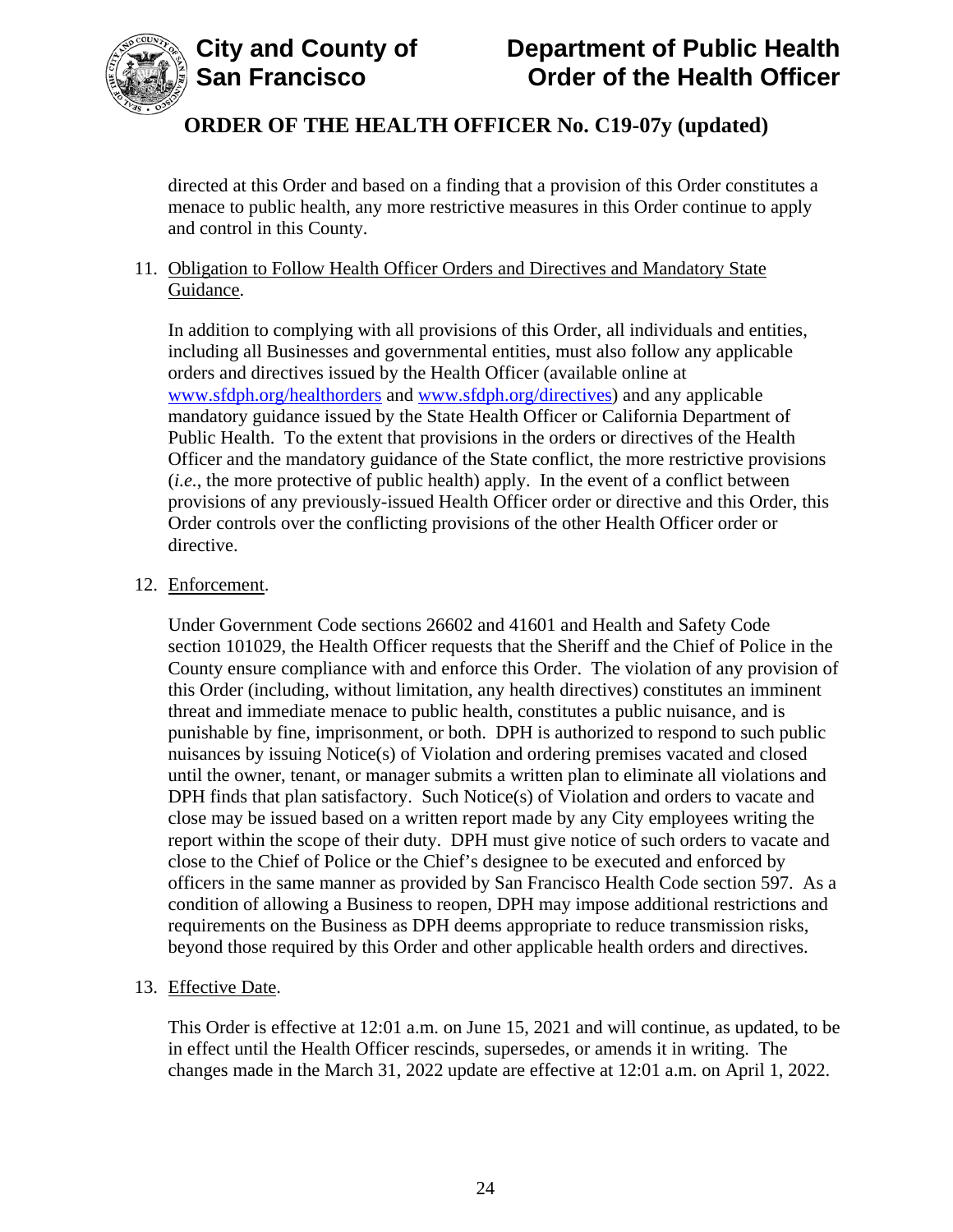directed at this Order and based on a finding that a provision of this Order constitutes a menace to public health, any more restrictive measures in this Order continue to apply and control in this County.

11. Obligation to Follow Health Officer Orders and Directives and Mandatory State Guidance.

    In addition to complying with all provisions of this Order, all individuals and entities, including all Businesses and governmental entities, must also follow any applicable orders and directives issued by the Health Officer (available online at [www.sfdph.org/healthorders](http://www.sfdph.org/healthorders) and [www.sfdph.org/directives](http://www.sfdph.org/directives)) and any applicable mandatory guidance issued by the State Health Officer or California Department of Public Health. To the extent that provisions in the orders or directives of the Health Officer and the mandatory guidance of the State conflict, the more restrictive provisions (*i.e.*, the more protective of public health) apply. In the event of a conflict between provisions of any previously-issued Health Officer order or directive and this Order, this Order controls over the conflicting provisions of the other Health Officer order or directive.

12. Enforcement.

    Under Government Code sections 26602 and 41601 and Health and Safety Code section 101029, the Health Officer requests that the Sheriff and the Chief of Police in the County ensure compliance with and enforce this Order. The violation of any provision of this Order (including, without limitation, any health directives) constitutes an imminent threat and immediate menace to public health, constitutes a public nuisance, and is punishable by fine, imprisonment, or both. DPH is authorized to respond to such public nuisances by issuing Notice(s) of Violation and ordering premises vacated and closed until the owner, tenant, or manager submits a written plan to eliminate all violations and DPH finds that plan satisfactory. Such Notice(s) of Violation and orders to vacate and close may be issued based on a written report made by any City employees writing the report within the scope of their duty. DPH must give notice of such orders to vacate and close to the Chief of Police or the Chief's designee to be executed and enforced by officers in the same manner as provided by San Francisco Health Code section 597. As a condition of allowing a Business to reopen, DPH may impose additional restrictions and requirements on the Business as DPH deems appropriate to reduce transmission risks, beyond those required by this Order and other applicable health orders and directives.

13. Effective Date.

    This Order is effective at 12:01 a.m. on June 15, 2021 and will continue, as updated, to be in effect until the Health Officer rescinds, supersedes, or amends it in writing. The changes made in the March 31, 2022 update are effective at 12:01 a.m. on April 1, 2022.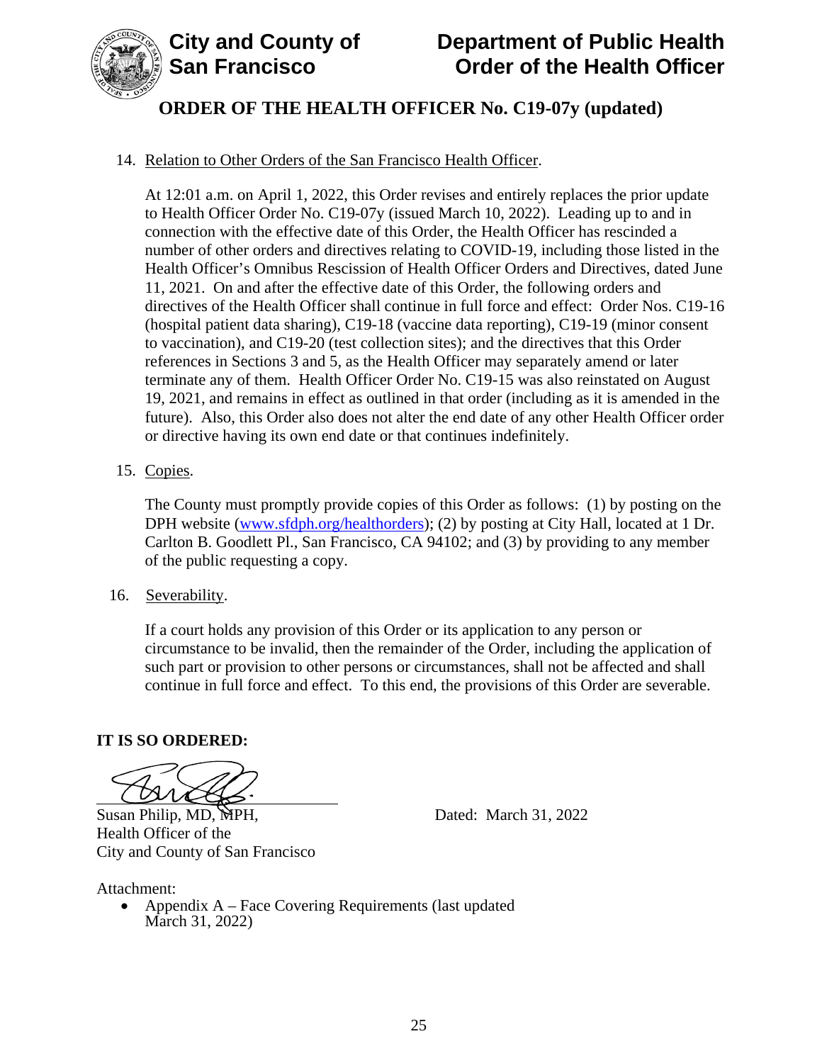14. Relation to Other Orders of the San Francisco Health Officer.

At 12:01 a.m. on April 1, 2022, this Order revises and entirely replaces the prior update to Health Officer Order No. C19-07y (issued March 10, 2022). Leading up to and in connection with the effective date of this Order, the Health Officer has rescinded a number of other orders and directives relating to COVID-19, including those listed in the Health Officer's Omnibus Rescission of Health Officer Orders and Directives, dated June 11, 2021. On and after the effective date of this Order, the following orders and directives of the Health Officer shall continue in full force and effect: Order Nos. C19-16 (hospital patient data sharing), C19-18 (vaccine data reporting), C19-19 (minor consent to vaccination), and C19-20 (test collection sites); and the directives that this Order references in Sections 3 and 5, as the Health Officer may separately amend or later terminate any of them. Health Officer Order No. C19-15 was also reinstated on August 19, 2021, and remains in effect as outlined in that order (including as it is amended in the future). Also, this Order also does not alter the end date of any other Health Officer order or directive having its own end date or that continues indefinitely.

15. Copies.

The County must promptly provide copies of this Order as follows: (1) by posting on the DPH website (www.sfdph.org/healthorders); (2) by posting at City Hall, located at 1 Dr. Carlton B. Goodlett Pl., San Francisco, CA 94102; and (3) by providing to any member of the public requesting a copy.

16. Severability.

If a court holds any provision of this Order or its application to any person or circumstance to be invalid, then the remainder of the Order, including the application of such part or provision to other persons or circumstances, shall not be affected and shall continue in full force and effect. To this end, the provisions of this Order are severable.

**IT IS SO ORDERED:**

Susan Philip, MD, MPH,
Health Officer of the
City and County of San Francisco

Dated: March 31, 2022

Attachment:

- Appendix A – Face Covering Requirements (last updated March 31, 2022)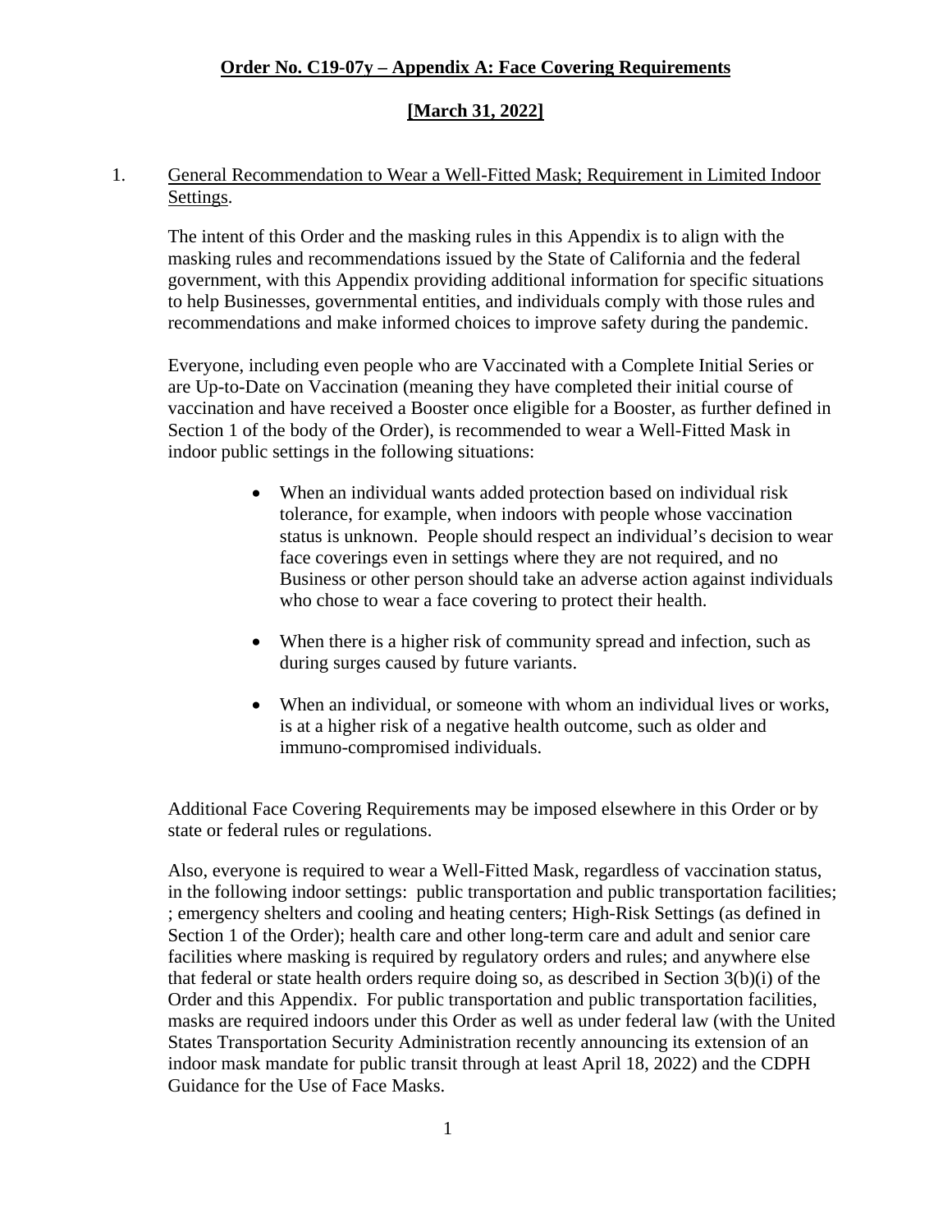**Order No. C19-07y – Appendix A: Face Covering Requirements**

**[March 31, 2022]**

1. General Recommendation to Wear a Well-Fitted Mask; Requirement in Limited Indoor Settings.

   The intent of this Order and the masking rules in this Appendix is to align with the masking rules and recommendations issued by the State of California and the federal government, with this Appendix providing additional information for specific situations to help Businesses, governmental entities, and individuals comply with those rules and recommendations and make informed choices to improve safety during the pandemic.

   Everyone, including even people who are Vaccinated with a Complete Initial Series or are Up-to-Date on Vaccination (meaning they have completed their initial course of vaccination and have received a Booster once eligible for a Booster, as further defined in Section 1 of the body of the Order), is recommended to wear a Well-Fitted Mask in indoor public settings in the following situations:

   - When an individual wants added protection based on individual risk tolerance, for example, when indoors with people whose vaccination status is unknown. People should respect an individual's decision to wear face coverings even in settings where they are not required, and no Business or other person should take an adverse action against individuals who chose to wear a face covering to protect their health.
   - When there is a higher risk of community spread and infection, such as during surges caused by future variants.
   - When an individual, or someone with whom an individual lives or works, is at a higher risk of a negative health outcome, such as older and immuno-compromised individuals.

   Additional Face Covering Requirements may be imposed elsewhere in this Order or by state or federal rules or regulations.

   Also, everyone is required to wear a Well-Fitted Mask, regardless of vaccination status, in the following indoor settings: public transportation and public transportation facilities; ; emergency shelters and cooling and heating centers; High-Risk Settings (as defined in Section 1 of the Order); health care and other long-term care and adult and senior care facilities where masking is required by regulatory orders and rules; and anywhere else that federal or state health orders require doing so, as described in Section 3(b)(i) of the Order and this Appendix. For public transportation and public transportation facilities, masks are required indoors under this Order as well as under federal law (with the United States Transportation Security Administration recently announcing its extension of an indoor mask mandate for public transit through at least April 18, 2022) and the CDPH Guidance for the Use of Face Masks.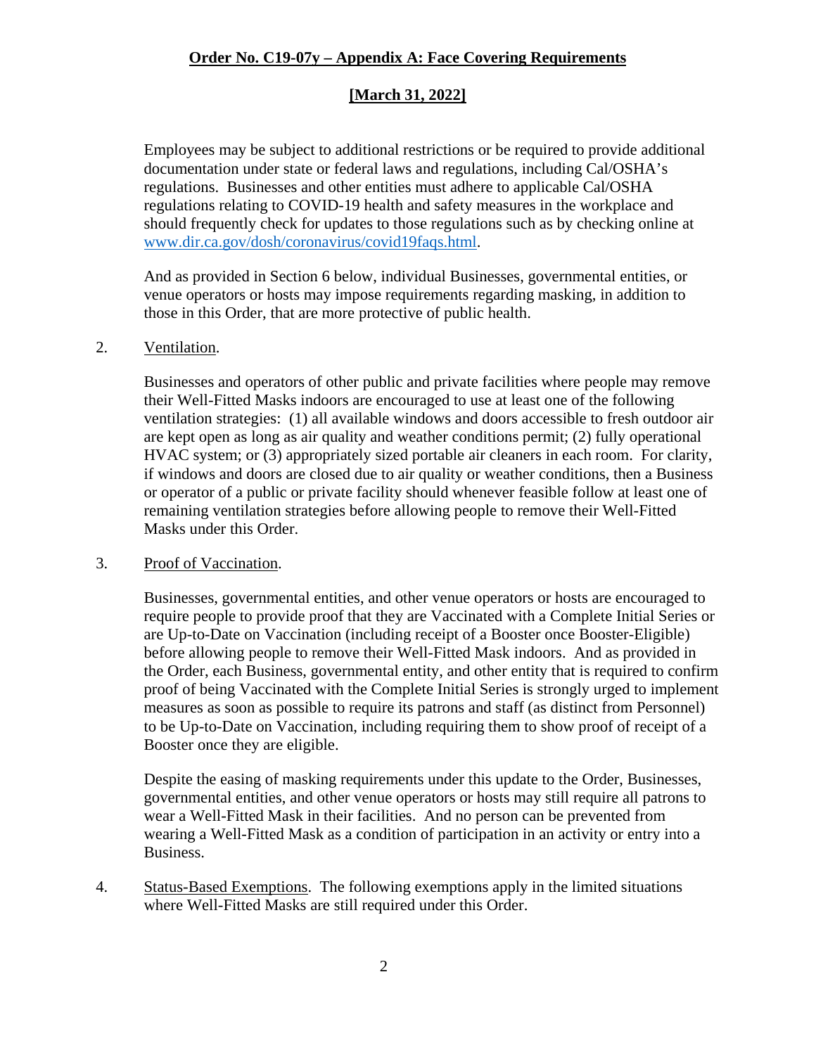**Order No. C19-07y – Appendix A: Face Covering Requirements**

**[March 31, 2022]**

Employees may be subject to additional restrictions or be required to provide additional documentation under state or federal laws and regulations, including Cal/OSHA's regulations. Businesses and other entities must adhere to applicable Cal/OSHA regulations relating to COVID-19 health and safety measures in the workplace and should frequently check for updates to those regulations such as by checking online at [www.dir.ca.gov/dosh/coronavirus/covid19faqs.html](www.dir.ca.gov/dosh/coronavirus/covid19faqs.html).

And as provided in Section 6 below, individual Businesses, governmental entities, or venue operators or hosts may impose requirements regarding masking, in addition to those in this Order, that are more protective of public health.

2. Ventilation.

   Businesses and operators of other public and private facilities where people may remove their Well-Fitted Masks indoors are encouraged to use at least one of the following ventilation strategies: (1) all available windows and doors accessible to fresh outdoor air are kept open as long as air quality and weather conditions permit; (2) fully operational HVAC system; or (3) appropriately sized portable air cleaners in each room. For clarity, if windows and doors are closed due to air quality or weather conditions, then a Business or operator of a public or private facility should whenever feasible follow at least one of remaining ventilation strategies before allowing people to remove their Well-Fitted Masks under this Order.

3. Proof of Vaccination.

   Businesses, governmental entities, and other venue operators or hosts are encouraged to require people to provide proof that they are Vaccinated with a Complete Initial Series or are Up-to-Date on Vaccination (including receipt of a Booster once Booster-Eligible) before allowing people to remove their Well-Fitted Mask indoors. And as provided in the Order, each Business, governmental entity, and other entity that is required to confirm proof of being Vaccinated with the Complete Initial Series is strongly urged to implement measures as soon as possible to require its patrons and staff (as distinct from Personnel) to be Up-to-Date on Vaccination, including requiring them to show proof of receipt of a Booster once they are eligible.

   Despite the easing of masking requirements under this update to the Order, Businesses, governmental entities, and other venue operators or hosts may still require all patrons to wear a Well-Fitted Mask in their facilities. And no person can be prevented from wearing a Well-Fitted Mask as a condition of participation in an activity or entry into a Business.

4. Status-Based Exemptions. The following exemptions apply in the limited situations where Well-Fitted Masks are still required under this Order.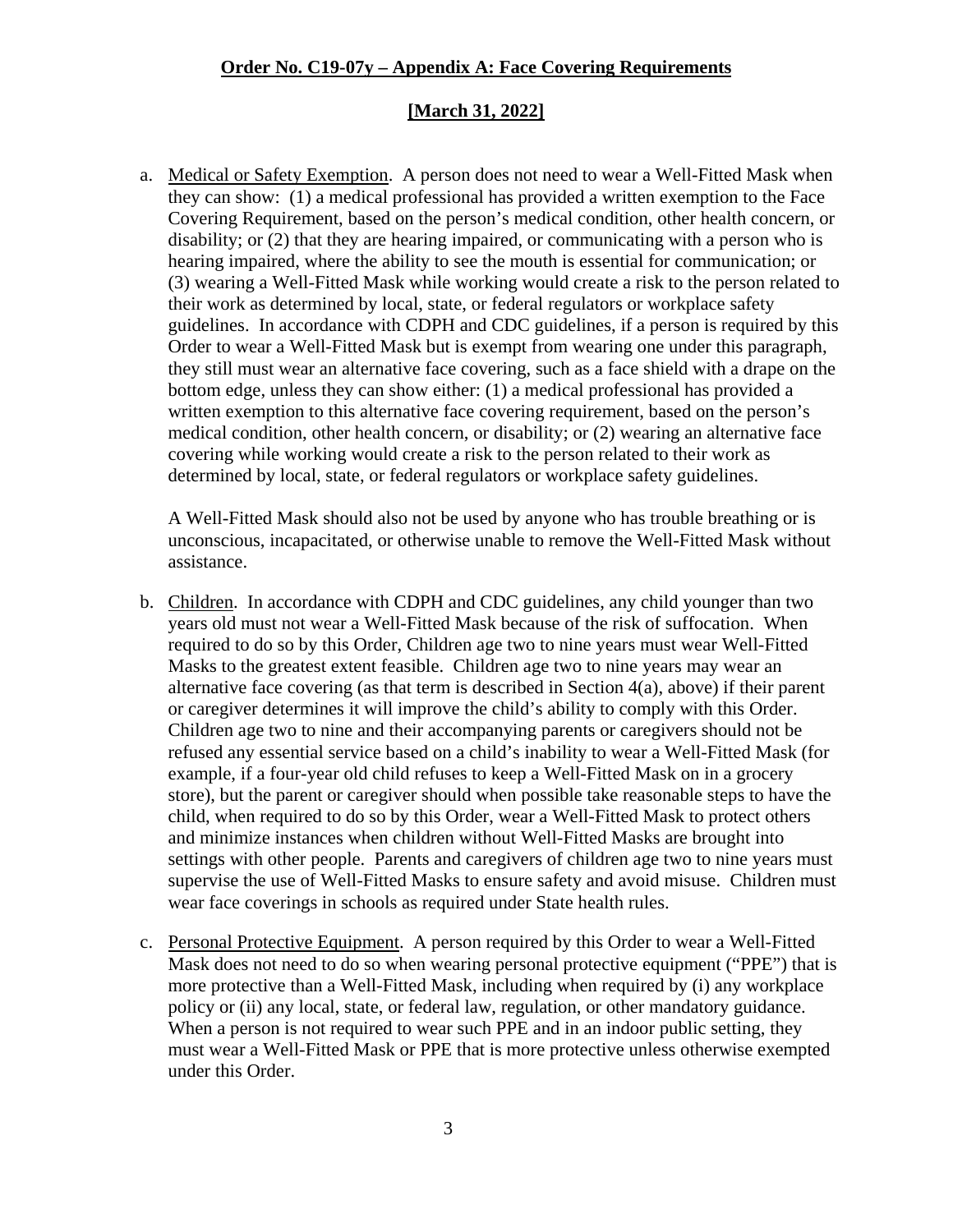**Order No. C19-07y – Appendix A: Face Covering Requirements**

**[March 31, 2022]**

a. Medical or Safety Exemption. A person does not need to wear a Well-Fitted Mask when they can show: (1) a medical professional has provided a written exemption to the Face Covering Requirement, based on the person's medical condition, other health concern, or disability; or (2) that they are hearing impaired, or communicating with a person who is hearing impaired, where the ability to see the mouth is essential for communication; or (3) wearing a Well-Fitted Mask while working would create a risk to the person related to their work as determined by local, state, or federal regulators or workplace safety guidelines. In accordance with CDPH and CDC guidelines, if a person is required by this Order to wear a Well-Fitted Mask but is exempt from wearing one under this paragraph, they still must wear an alternative face covering, such as a face shield with a drape on the bottom edge, unless they can show either: (1) a medical professional has provided a written exemption to this alternative face covering requirement, based on the person's medical condition, other health concern, or disability; or (2) wearing an alternative face covering while working would create a risk to the person related to their work as determined by local, state, or federal regulators or workplace safety guidelines.

   A Well-Fitted Mask should also not be used by anyone who has trouble breathing or is unconscious, incapacitated, or otherwise unable to remove the Well-Fitted Mask without assistance.

b. Children. In accordance with CDPH and CDC guidelines, any child younger than two years old must not wear a Well-Fitted Mask because of the risk of suffocation. When required to do so by this Order, Children age two to nine years must wear Well-Fitted Masks to the greatest extent feasible. Children age two to nine years may wear an alternative face covering (as that term is described in Section 4(a), above) if their parent or caregiver determines it will improve the child's ability to comply with this Order. Children age two to nine and their accompanying parents or caregivers should not be refused any essential service based on a child's inability to wear a Well-Fitted Mask (for example, if a four-year old child refuses to keep a Well-Fitted Mask on in a grocery store), but the parent or caregiver should when possible take reasonable steps to have the child, when required to do so by this Order, wear a Well-Fitted Mask to protect others and minimize instances when children without Well-Fitted Masks are brought into settings with other people. Parents and caregivers of children age two to nine years must supervise the use of Well-Fitted Masks to ensure safety and avoid misuse. Children must wear face coverings in schools as required under State health rules.

c. Personal Protective Equipment. A person required by this Order to wear a Well-Fitted Mask does not need to do so when wearing personal protective equipment ("PPE") that is more protective than a Well-Fitted Mask, including when required by (i) any workplace policy or (ii) any local, state, or federal law, regulation, or other mandatory guidance. When a person is not required to wear such PPE and in an indoor public setting, they must wear a Well-Fitted Mask or PPE that is more protective unless otherwise exempted under this Order.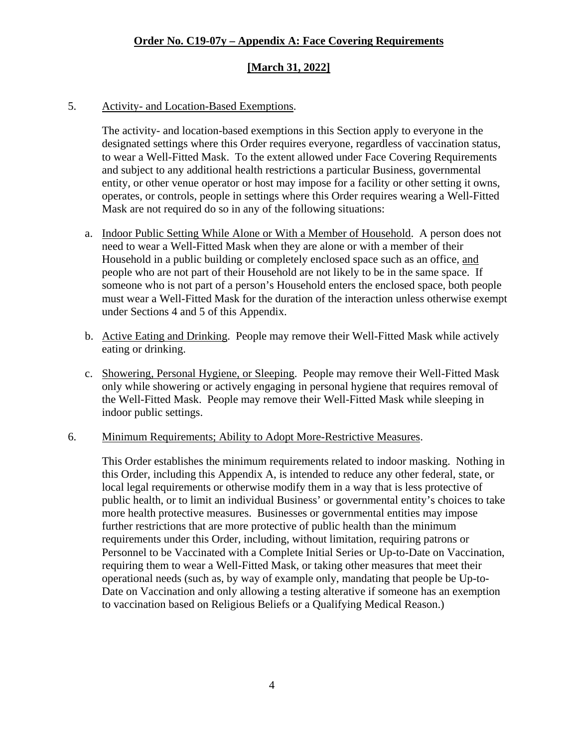**Order No. C19-07y – Appendix A: Face Covering Requirements**

**[March 31, 2022]**

5. Activity- and Location-Based Exemptions.

The activity- and location-based exemptions in this Section apply to everyone in the designated settings where this Order requires everyone, regardless of vaccination status, to wear a Well-Fitted Mask. To the extent allowed under Face Covering Requirements and subject to any additional health restrictions a particular Business, governmental entity, or other venue operator or host may impose for a facility or other setting it owns, operates, or controls, people in settings where this Order requires wearing a Well-Fitted Mask are not required do so in any of the following situations:

a. Indoor Public Setting While Alone or With a Member of Household. A person does not need to wear a Well-Fitted Mask when they are alone or with a member of their Household in a public building or completely enclosed space such as an office, and people who are not part of their Household are not likely to be in the same space. If someone who is not part of a person's Household enters the enclosed space, both people must wear a Well-Fitted Mask for the duration of the interaction unless otherwise exempt under Sections 4 and 5 of this Appendix.

b. Active Eating and Drinking. People may remove their Well-Fitted Mask while actively eating or drinking.

c. Showering, Personal Hygiene, or Sleeping. People may remove their Well-Fitted Mask only while showering or actively engaging in personal hygiene that requires removal of the Well-Fitted Mask. People may remove their Well-Fitted Mask while sleeping in indoor public settings.

6. Minimum Requirements; Ability to Adopt More-Restrictive Measures.

This Order establishes the minimum requirements related to indoor masking. Nothing in this Order, including this Appendix A, is intended to reduce any other federal, state, or local legal requirements or otherwise modify them in a way that is less protective of public health, or to limit an individual Business' or governmental entity's choices to take more health protective measures. Businesses or governmental entities may impose further restrictions that are more protective of public health than the minimum requirements under this Order, including, without limitation, requiring patrons or Personnel to be Vaccinated with a Complete Initial Series or Up-to-Date on Vaccination, requiring them to wear a Well-Fitted Mask, or taking other measures that meet their operational needs (such as, by way of example only, mandating that people be Up-to-Date on Vaccination and only allowing a testing alterative if someone has an exemption to vaccination based on Religious Beliefs or a Qualifying Medical Reason.)